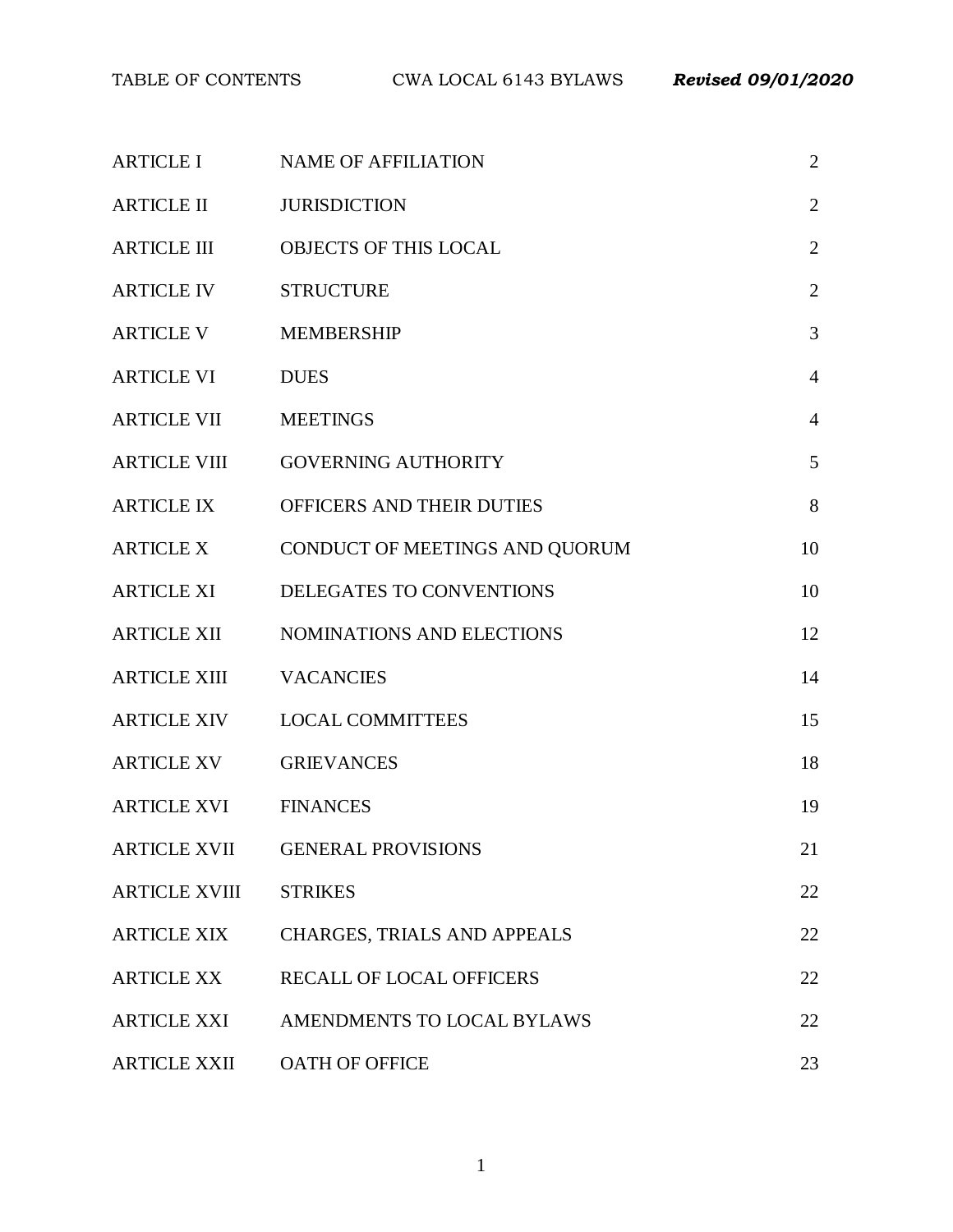# TABLE OF CONTENTS

CWA LOCAL 6143 BYLAWS *Revised 09/01/2020*

| | | |
|---|---|---|
| ARTICLE I | NAME OF AFFILIATION | 2 |
| ARTICLE II | JURISDICTION | 2 |
| ARTICLE III | OBJECTS OF THIS LOCAL | 2 |
| ARTICLE IV | STRUCTURE | 2 |
| ARTICLE V | MEMBERSHIP | 3 |
| ARTICLE VI | DUES | 4 |
| ARTICLE VII | MEETINGS | 4 |
| ARTICLE VIII | GOVERNING AUTHORITY | 5 |
| ARTICLE IX | OFFICERS AND THEIR DUTIES | 8 |
| ARTICLE X | CONDUCT OF MEETINGS AND QUORUM | 10 |
| ARTICLE XI | DELEGATES TO CONVENTIONS | 10 |
| ARTICLE XII | NOMINATIONS AND ELECTIONS | 12 |
| ARTICLE XIII | VACANCIES | 14 |
| ARTICLE XIV | LOCAL COMMITTEES | 15 |
| ARTICLE XV | GRIEVANCES | 18 |
| ARTICLE XVI | FINANCES | 19 |
| ARTICLE XVII | GENERAL PROVISIONS | 21 |
| ARTICLE XVIII | STRIKES | 22 |
| ARTICLE XIX | CHARGES, TRIALS AND APPEALS | 22 |
| ARTICLE XX | RECALL OF LOCAL OFFICERS | 22 |
| ARTICLE XXI | AMENDMENTS TO LOCAL BYLAWS | 22 |
| ARTICLE XXII | OATH OF OFFICE | 23 |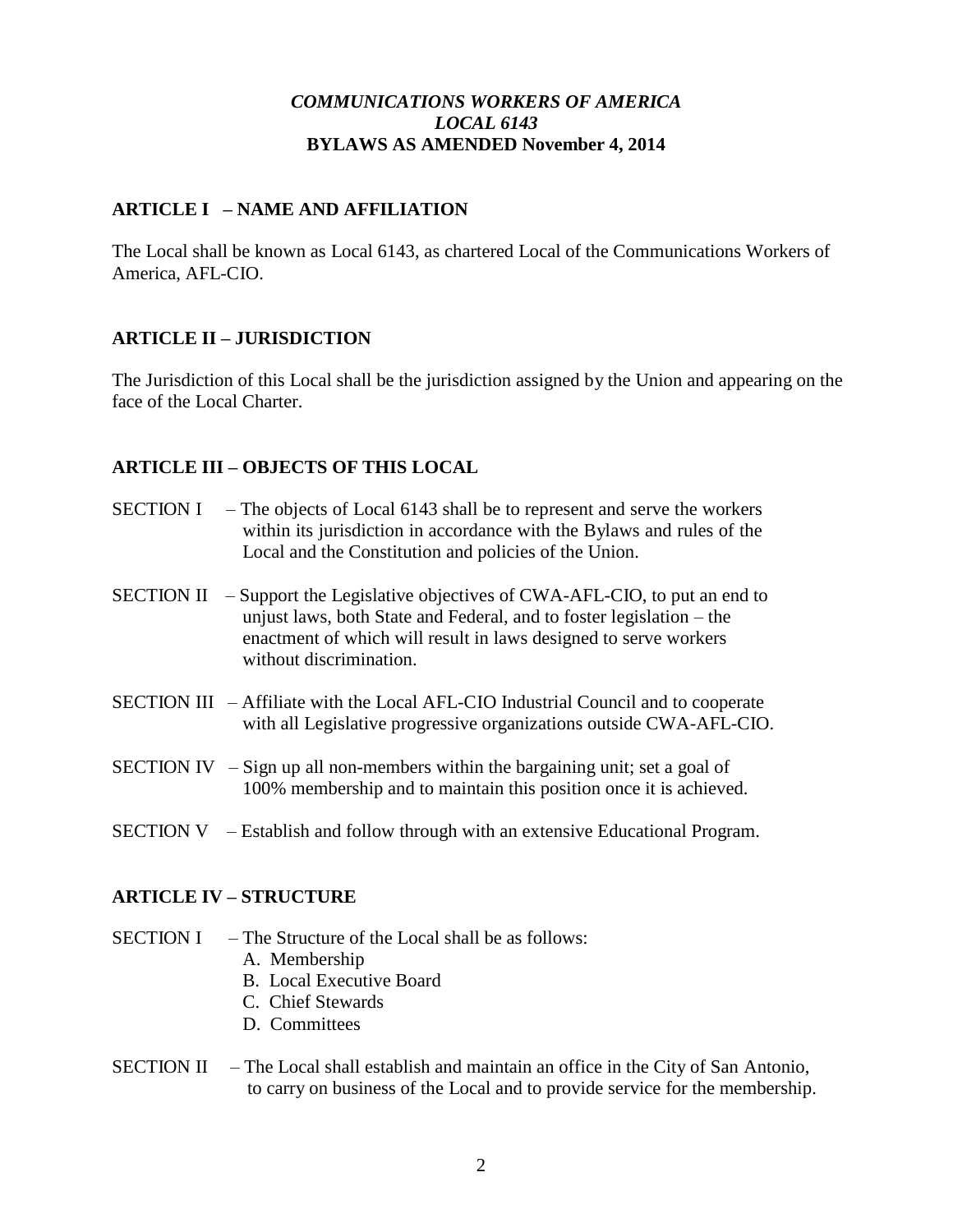***COMMUNICATIONS WORKERS OF AMERICA***
***LOCAL 6143***
**BYLAWS AS AMENDED November 4, 2014**

## ARTICLE I – NAME AND AFFILIATION

The Local shall be known as Local 6143, as chartered Local of the Communications Workers of America, AFL-CIO.

## ARTICLE II – JURISDICTION

The Jurisdiction of this Local shall be the jurisdiction assigned by the Union and appearing on the face of the Local Charter.

## ARTICLE III – OBJECTS OF THIS LOCAL

SECTION I – The objects of Local 6143 shall be to represent and serve the workers within its jurisdiction in accordance with the Bylaws and rules of the Local and the Constitution and policies of the Union.

SECTION II – Support the Legislative objectives of CWA-AFL-CIO, to put an end to unjust laws, both State and Federal, and to foster legislation – the enactment of which will result in laws designed to serve workers without discrimination.

SECTION III – Affiliate with the Local AFL-CIO Industrial Council and to cooperate with all Legislative progressive organizations outside CWA-AFL-CIO.

SECTION IV – Sign up all non-members within the bargaining unit; set a goal of 100% membership and to maintain this position once it is achieved.

SECTION V – Establish and follow through with an extensive Educational Program.

## ARTICLE IV – STRUCTURE

SECTION I – The Structure of the Local shall be as follows:

A. Membership
B. Local Executive Board
C. Chief Stewards
D. Committees

SECTION II – The Local shall establish and maintain an office in the City of San Antonio, to carry on business of the Local and to provide service for the membership.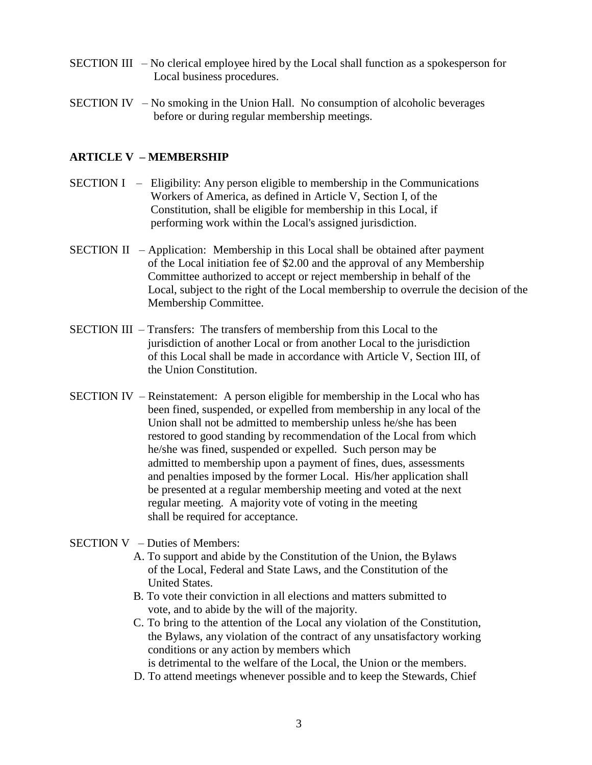SECTION III – No clerical employee hired by the Local shall function as a spokesperson for Local business procedures.

SECTION IV – No smoking in the Union Hall. No consumption of alcoholic beverages before or during regular membership meetings.

## ARTICLE V – MEMBERSHIP

SECTION I – Eligibility: Any person eligible to membership in the Communications Workers of America, as defined in Article V, Section I, of the Constitution, shall be eligible for membership in this Local, if performing work within the Local's assigned jurisdiction.

SECTION II – Application: Membership in this Local shall be obtained after payment of the Local initiation fee of $2.00 and the approval of any Membership Committee authorized to accept or reject membership in behalf of the Local, subject to the right of the Local membership to overrule the decision of the Membership Committee.

SECTION III – Transfers: The transfers of membership from this Local to the jurisdiction of another Local or from another Local to the jurisdiction of this Local shall be made in accordance with Article V, Section III, of the Union Constitution.

SECTION IV – Reinstatement: A person eligible for membership in the Local who has been fined, suspended, or expelled from membership in any local of the Union shall not be admitted to membership unless he/she has been restored to good standing by recommendation of the Local from which he/she was fined, suspended or expelled. Such person may be admitted to membership upon a payment of fines, dues, assessments and penalties imposed by the former Local. His/her application shall be presented at a regular membership meeting and voted at the next regular meeting. A majority vote of voting in the meeting shall be required for acceptance.

SECTION V – Duties of Members:

A. To support and abide by the Constitution of the Union, the Bylaws of the Local, Federal and State Laws, and the Constitution of the United States.

B. To vote their conviction in all elections and matters submitted to vote, and to abide by the will of the majority.

C. To bring to the attention of the Local any violation of the Constitution, the Bylaws, any violation of the contract of any unsatisfactory working conditions or any action by members which is detrimental to the welfare of the Local, the Union or the members.

D. To attend meetings whenever possible and to keep the Stewards, Chief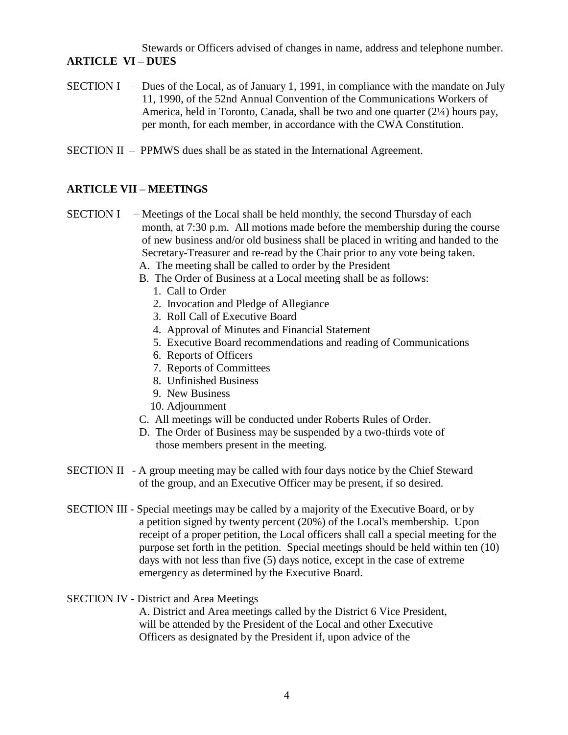Stewards or Officers advised of changes in name, address and telephone number.

**ARTICLE VI – DUES**

SECTION I – Dues of the Local, as of January 1, 1991, in compliance with the mandate on July 11, 1990, of the 52nd Annual Convention of the Communications Workers of America, held in Toronto, Canada, shall be two and one quarter (2¼) hours pay, per month, for each member, in accordance with the CWA Constitution.

SECTION II – PPMWS dues shall be as stated in the International Agreement.

**ARTICLE VII – MEETINGS**

SECTION I – Meetings of the Local shall be held monthly, the second Thursday of each month, at 7:30 p.m. All motions made before the membership during the course of new business and/or old business shall be placed in writing and handed to the Secretary-Treasurer and re-read by the Chair prior to any vote being taken.

A. The meeting shall be called to order by the President

B. The Order of Business at a Local meeting shall be as follows:

1. Call to Order
2. Invocation and Pledge of Allegiance
3. Roll Call of Executive Board
4. Approval of Minutes and Financial Statement
5. Executive Board recommendations and reading of Communications
6. Reports of Officers
7. Reports of Committees
8. Unfinished Business
9. New Business
10. Adjournment

C. All meetings will be conducted under Roberts Rules of Order.

D. The Order of Business may be suspended by a two-thirds vote of those members present in the meeting.

SECTION II - A group meeting may be called with four days notice by the Chief Steward of the group, and an Executive Officer may be present, if so desired.

SECTION III - Special meetings may be called by a majority of the Executive Board, or by a petition signed by twenty percent (20%) of the Local's membership. Upon receipt of a proper petition, the Local officers shall call a special meeting for the purpose set forth in the petition. Special meetings should be held within ten (10) days with not less than five (5) days notice, except in the case of extreme emergency as determined by the Executive Board.

SECTION IV - District and Area Meetings

A. District and Area meetings called by the District 6 Vice President, will be attended by the President of the Local and other Executive Officers as designated by the President if, upon advice of the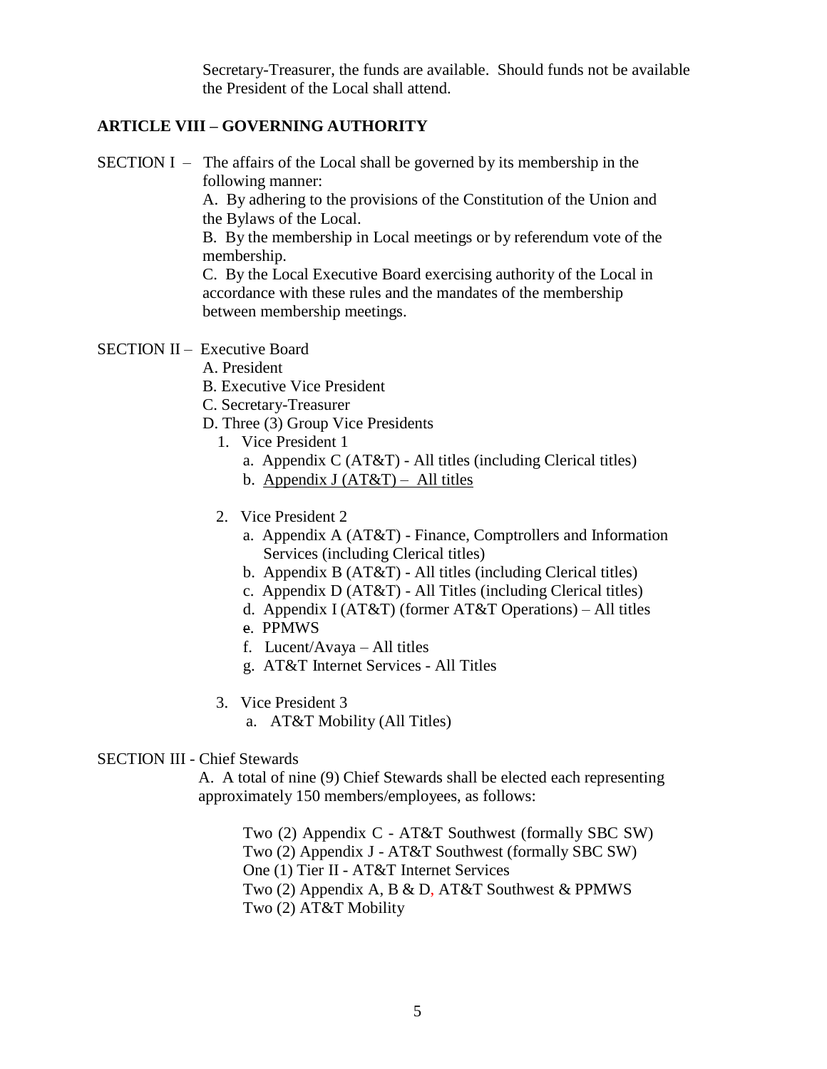Secretary-Treasurer, the funds are available. Should funds not be available the President of the Local shall attend.

## ARTICLE VIII – GOVERNING AUTHORITY

SECTION I – The affairs of the Local shall be governed by its membership in the following manner:

A. By adhering to the provisions of the Constitution of the Union and the Bylaws of the Local.

B. By the membership in Local meetings or by referendum vote of the membership.

C. By the Local Executive Board exercising authority of the Local in accordance with these rules and the mandates of the membership between membership meetings.

SECTION II – Executive Board

A. President

B. Executive Vice President

C. Secretary-Treasurer

D. Three (3) Group Vice Presidents

1. Vice President 1
   - a. Appendix C (AT&T) - All titles (including Clerical titles)
   - b. Appendix J (AT&T) – All titles
2. Vice President 2
   - a. Appendix A (AT&T) - Finance, Comptrollers and Information Services (including Clerical titles)
   - b. Appendix B (AT&T) - All titles (including Clerical titles)
   - c. Appendix D (AT&T) - All Titles (including Clerical titles)
   - d. Appendix I (AT&T) (former AT&T Operations) – All titles
   - e. PPMWS
   - f. Lucent/Avaya – All titles
   - g. AT&T Internet Services - All Titles
3. Vice President 3
   - a. AT&T Mobility (All Titles)

SECTION III - Chief Stewards

A. A total of nine (9) Chief Stewards shall be elected each representing approximately 150 members/employees, as follows:

Two (2) Appendix C - AT&T Southwest (formally SBC SW)
Two (2) Appendix J - AT&T Southwest (formally SBC SW)
One (1) Tier II - AT&T Internet Services
Two (2) Appendix A, B & D, AT&T Southwest & PPMWS
Two (2) AT&T Mobility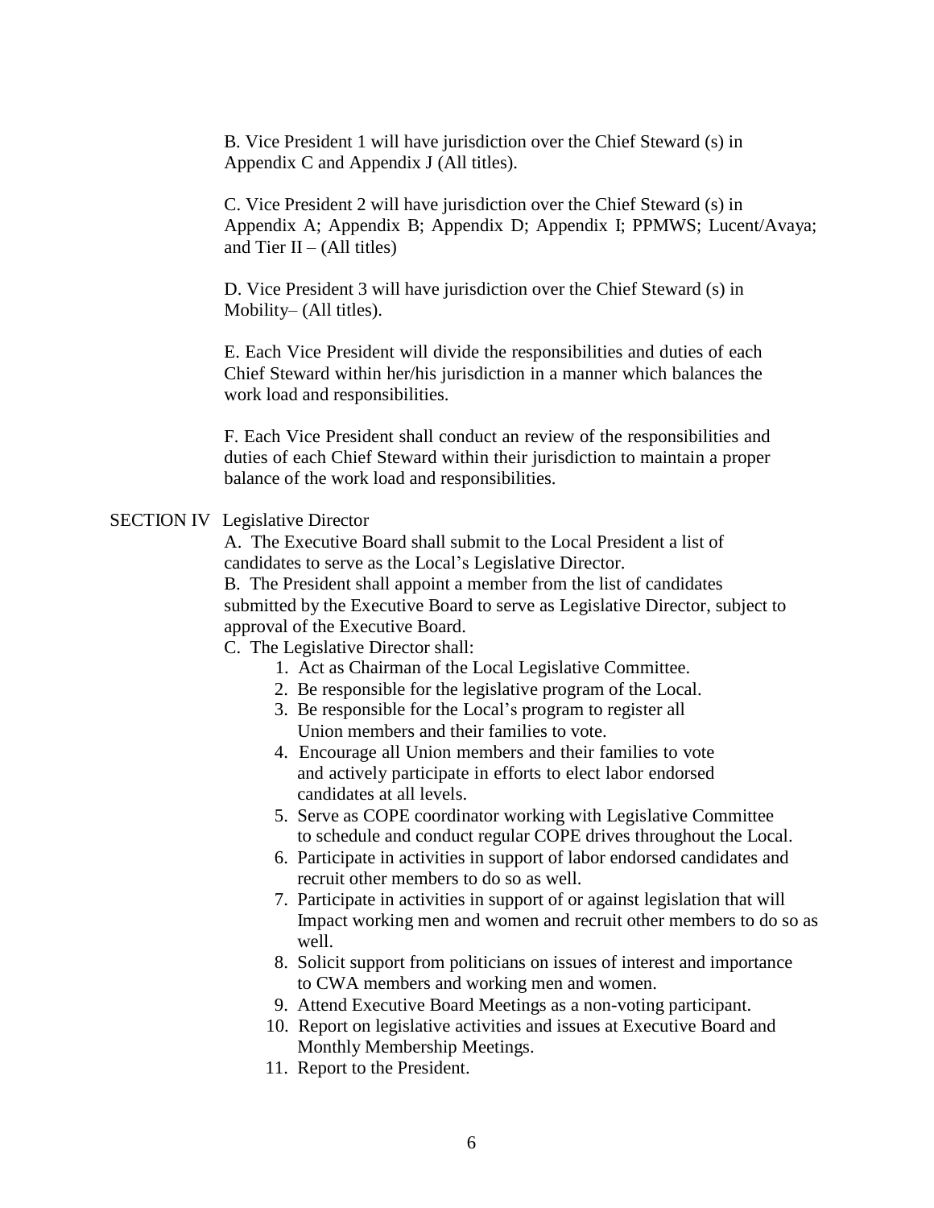B. Vice President 1 will have jurisdiction over the Chief Steward (s) in Appendix C and Appendix J (All titles).

C. Vice President 2 will have jurisdiction over the Chief Steward (s) in Appendix A; Appendix B; Appendix D; Appendix I; PPMWS; Lucent/Avaya; and Tier II – (All titles)

D. Vice President 3 will have jurisdiction over the Chief Steward (s) in Mobility– (All titles).

E. Each Vice President will divide the responsibilities and duties of each Chief Steward within her/his jurisdiction in a manner which balances the work load and responsibilities.

F. Each Vice President shall conduct an review of the responsibilities and duties of each Chief Steward within their jurisdiction to maintain a proper balance of the work load and responsibilities.

SECTION IV Legislative Director

A. The Executive Board shall submit to the Local President a list of candidates to serve as the Local's Legislative Director.

B. The President shall appoint a member from the list of candidates submitted by the Executive Board to serve as Legislative Director, subject to approval of the Executive Board.

C. The Legislative Director shall:

1. Act as Chairman of the Local Legislative Committee.
2. Be responsible for the legislative program of the Local.
3. Be responsible for the Local's program to register all Union members and their families to vote.
4. Encourage all Union members and their families to vote and actively participate in efforts to elect labor endorsed candidates at all levels.
5. Serve as COPE coordinator working with Legislative Committee to schedule and conduct regular COPE drives throughout the Local.
6. Participate in activities in support of labor endorsed candidates and recruit other members to do so as well.
7. Participate in activities in support of or against legislation that will Impact working men and women and recruit other members to do so as well.
8. Solicit support from politicians on issues of interest and importance to CWA members and working men and women.
9. Attend Executive Board Meetings as a non-voting participant.
10. Report on legislative activities and issues at Executive Board and Monthly Membership Meetings.
11. Report to the President.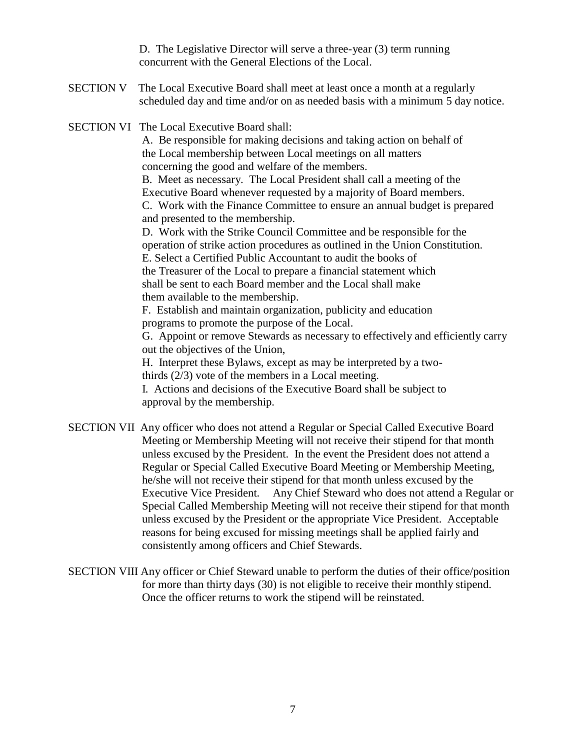D. The Legislative Director will serve a three-year (3) term running concurrent with the General Elections of the Local.

SECTION V The Local Executive Board shall meet at least once a month at a regularly scheduled day and time and/or on as needed basis with a minimum 5 day notice.

SECTION VI The Local Executive Board shall:

A. Be responsible for making decisions and taking action on behalf of the Local membership between Local meetings on all matters concerning the good and welfare of the members.
B. Meet as necessary. The Local President shall call a meeting of the Executive Board whenever requested by a majority of Board members.
C. Work with the Finance Committee to ensure an annual budget is prepared and presented to the membership.
D. Work with the Strike Council Committee and be responsible for the operation of strike action procedures as outlined in the Union Constitution.
E. Select a Certified Public Accountant to audit the books of the Treasurer of the Local to prepare a financial statement which shall be sent to each Board member and the Local shall make them available to the membership.
F. Establish and maintain organization, publicity and education programs to promote the purpose of the Local.
G. Appoint or remove Stewards as necessary to effectively and efficiently carry out the objectives of the Union,
H. Interpret these Bylaws, except as may be interpreted by a two-thirds (2/3) vote of the members in a Local meeting.
I. Actions and decisions of the Executive Board shall be subject to approval by the membership.

SECTION VII Any officer who does not attend a Regular or Special Called Executive Board Meeting or Membership Meeting will not receive their stipend for that month unless excused by the President. In the event the President does not attend a Regular or Special Called Executive Board Meeting or Membership Meeting, he/she will not receive their stipend for that month unless excused by the Executive Vice President. Any Chief Steward who does not attend a Regular or Special Called Membership Meeting will not receive their stipend for that month unless excused by the President or the appropriate Vice President. Acceptable reasons for being excused for missing meetings shall be applied fairly and consistently among officers and Chief Stewards.

SECTION VIII Any officer or Chief Steward unable to perform the duties of their office/position for more than thirty days (30) is not eligible to receive their monthly stipend. Once the officer returns to work the stipend will be reinstated.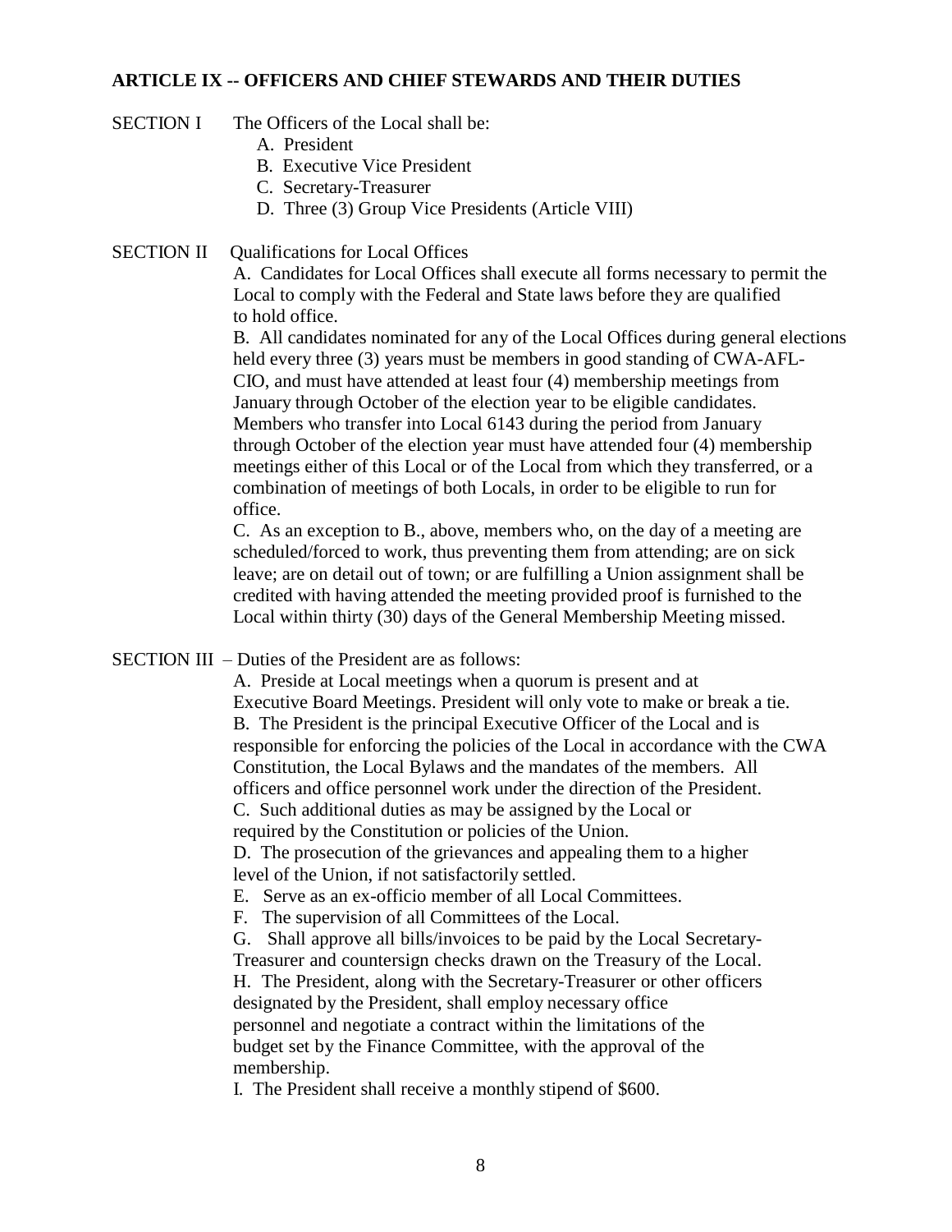## ARTICLE IX -- OFFICERS AND CHIEF STEWARDS AND THEIR DUTIES

SECTION I The Officers of the Local shall be:

A. President
B. Executive Vice President
C. Secretary-Treasurer
D. Three (3) Group Vice Presidents (Article VIII)

SECTION II Qualifications for Local Offices

A. Candidates for Local Offices shall execute all forms necessary to permit the Local to comply with the Federal and State laws before they are qualified to hold office.

B. All candidates nominated for any of the Local Offices during general elections held every three (3) years must be members in good standing of CWA-AFL-CIO, and must have attended at least four (4) membership meetings from January through October of the election year to be eligible candidates. Members who transfer into Local 6143 during the period from January through October of the election year must have attended four (4) membership meetings either of this Local or of the Local from which they transferred, or a combination of meetings of both Locals, in order to be eligible to run for office.

C. As an exception to B., above, members who, on the day of a meeting are scheduled/forced to work, thus preventing them from attending; are on sick leave; are on detail out of town; or are fulfilling a Union assignment shall be credited with having attended the meeting provided proof is furnished to the Local within thirty (30) days of the General Membership Meeting missed.

SECTION III – Duties of the President are as follows:

A. Preside at Local meetings when a quorum is present and at Executive Board Meetings. President will only vote to make or break a tie.

B. The President is the principal Executive Officer of the Local and is responsible for enforcing the policies of the Local in accordance with the CWA Constitution, the Local Bylaws and the mandates of the members. All officers and office personnel work under the direction of the President.

C. Such additional duties as may be assigned by the Local or required by the Constitution or policies of the Union.

D. The prosecution of the grievances and appealing them to a higher level of the Union, if not satisfactorily settled.

E. Serve as an ex-officio member of all Local Committees.

F. The supervision of all Committees of the Local.

G. Shall approve all bills/invoices to be paid by the Local Secretary-Treasurer and countersign checks drawn on the Treasury of the Local.

H. The President, along with the Secretary-Treasurer or other officers designated by the President, shall employ necessary office personnel and negotiate a contract within the limitations of the budget set by the Finance Committee, with the approval of the membership.

I. The President shall receive a monthly stipend of $600.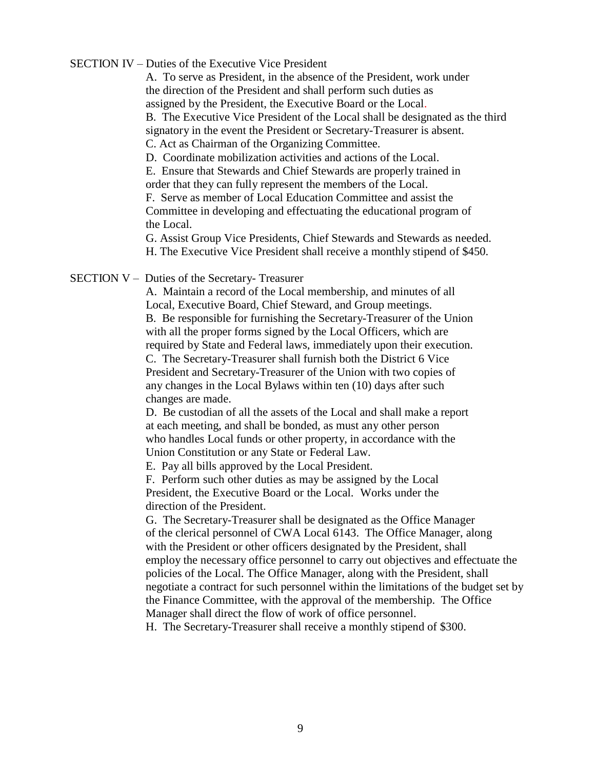## SECTION IV – Duties of the Executive Vice President

A. To serve as President, in the absence of the President, work under the direction of the President and shall perform such duties as assigned by the President, the Executive Board or the Local.

B. The Executive Vice President of the Local shall be designated as the third signatory in the event the President or Secretary-Treasurer is absent.

C. Act as Chairman of the Organizing Committee.

D. Coordinate mobilization activities and actions of the Local.

E. Ensure that Stewards and Chief Stewards are properly trained in order that they can fully represent the members of the Local.

F. Serve as member of Local Education Committee and assist the Committee in developing and effectuating the educational program of the Local.

G. Assist Group Vice Presidents, Chief Stewards and Stewards as needed.

H. The Executive Vice President shall receive a monthly stipend of $450.

## SECTION V – Duties of the Secretary- Treasurer

A. Maintain a record of the Local membership, and minutes of all Local, Executive Board, Chief Steward, and Group meetings.

B. Be responsible for furnishing the Secretary-Treasurer of the Union with all the proper forms signed by the Local Officers, which are required by State and Federal laws, immediately upon their execution.

C. The Secretary-Treasurer shall furnish both the District 6 Vice President and Secretary-Treasurer of the Union with two copies of any changes in the Local Bylaws within ten (10) days after such changes are made.

D. Be custodian of all the assets of the Local and shall make a report at each meeting, and shall be bonded, as must any other person who handles Local funds or other property, in accordance with the Union Constitution or any State or Federal Law.

E. Pay all bills approved by the Local President.

F. Perform such other duties as may be assigned by the Local President, the Executive Board or the Local. Works under the direction of the President.

G. The Secretary-Treasurer shall be designated as the Office Manager of the clerical personnel of CWA Local 6143. The Office Manager, along with the President or other officers designated by the President, shall employ the necessary office personnel to carry out objectives and effectuate the policies of the Local. The Office Manager, along with the President, shall negotiate a contract for such personnel within the limitations of the budget set by the Finance Committee, with the approval of the membership. The Office Manager shall direct the flow of work of office personnel.

H. The Secretary-Treasurer shall receive a monthly stipend of $300.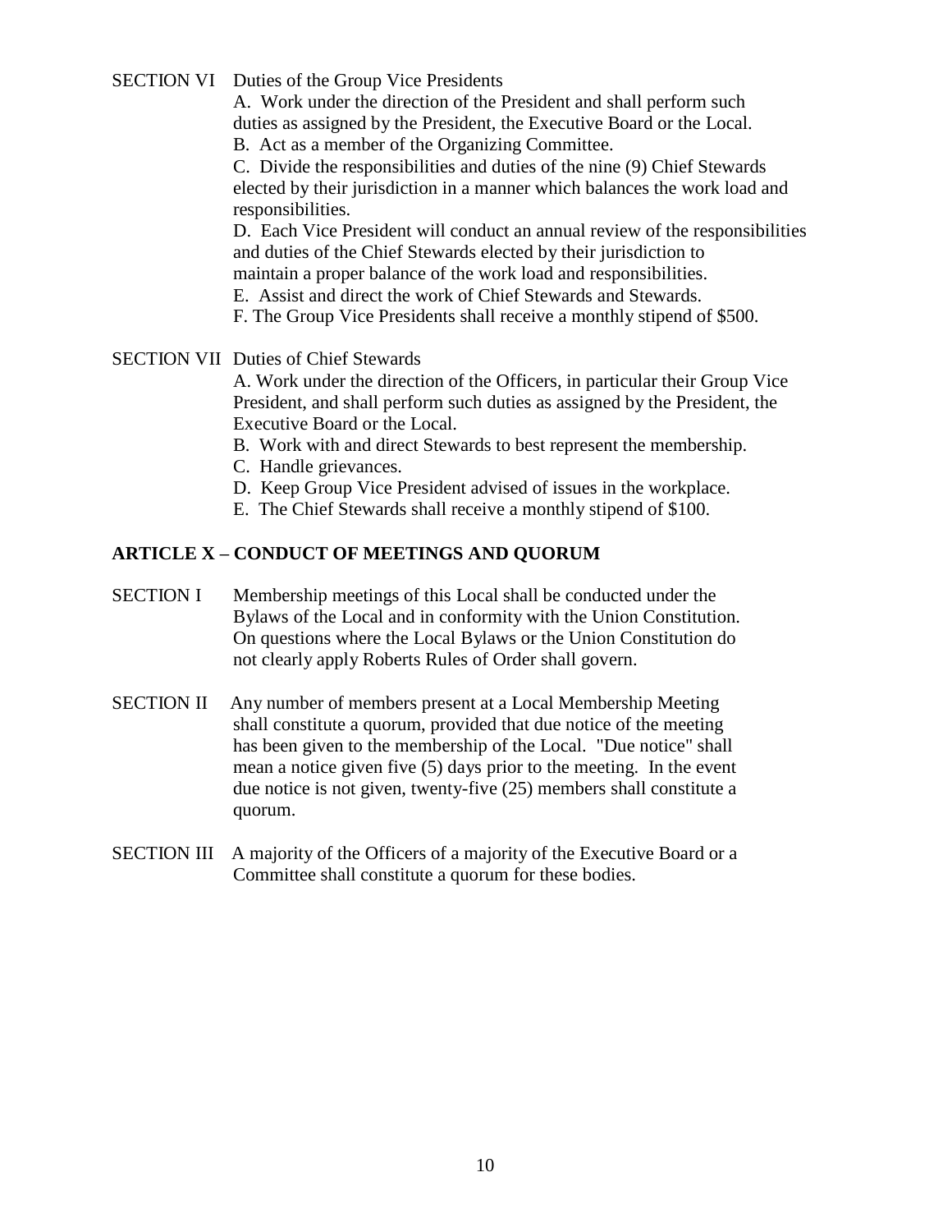SECTION VI Duties of the Group Vice Presidents

A. Work under the direction of the President and shall perform such duties as assigned by the President, the Executive Board or the Local.

B. Act as a member of the Organizing Committee.

C. Divide the responsibilities and duties of the nine (9) Chief Stewards elected by their jurisdiction in a manner which balances the work load and responsibilities.

D. Each Vice President will conduct an annual review of the responsibilities and duties of the Chief Stewards elected by their jurisdiction to maintain a proper balance of the work load and responsibilities.

E. Assist and direct the work of Chief Stewards and Stewards.

F. The Group Vice Presidents shall receive a monthly stipend of $500.

SECTION VII Duties of Chief Stewards

A. Work under the direction of the Officers, in particular their Group Vice President, and shall perform such duties as assigned by the President, the Executive Board or the Local.

B. Work with and direct Stewards to best represent the membership.

C. Handle grievances.

D. Keep Group Vice President advised of issues in the workplace.

E. The Chief Stewards shall receive a monthly stipend of $100.

## ARTICLE X – CONDUCT OF MEETINGS AND QUORUM

SECTION I Membership meetings of this Local shall be conducted under the Bylaws of the Local and in conformity with the Union Constitution. On questions where the Local Bylaws or the Union Constitution do not clearly apply Roberts Rules of Order shall govern.

SECTION II Any number of members present at a Local Membership Meeting shall constitute a quorum, provided that due notice of the meeting has been given to the membership of the Local. "Due notice" shall mean a notice given five (5) days prior to the meeting. In the event due notice is not given, twenty-five (25) members shall constitute a quorum.

SECTION III A majority of the Officers of a majority of the Executive Board or a Committee shall constitute a quorum for these bodies.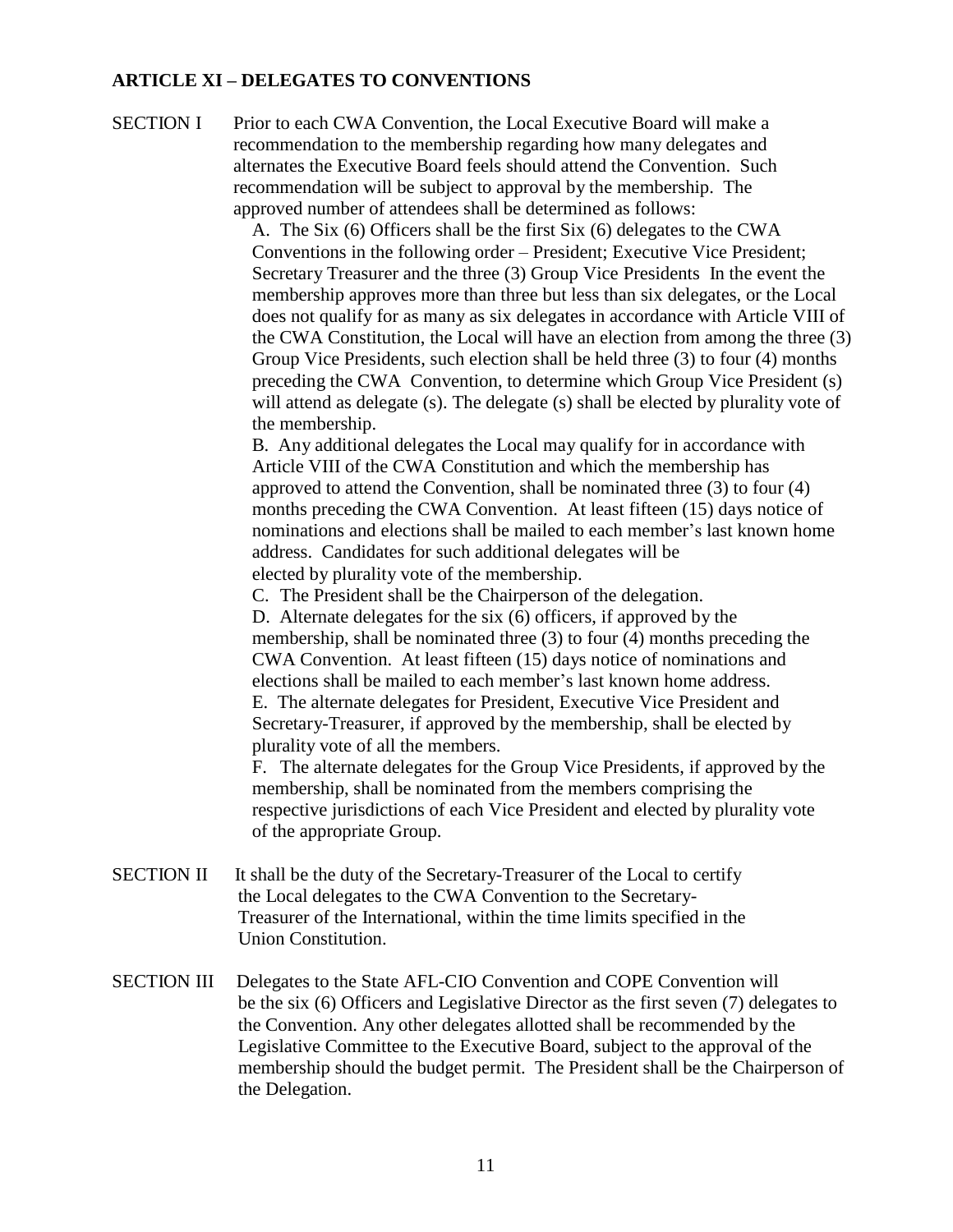## ARTICLE XI – DELEGATES TO CONVENTIONS

SECTION I Prior to each CWA Convention, the Local Executive Board will make a recommendation to the membership regarding how many delegates and alternates the Executive Board feels should attend the Convention. Such recommendation will be subject to approval by the membership. The approved number of attendees shall be determined as follows:

A. The Six (6) Officers shall be the first Six (6) delegates to the CWA Conventions in the following order – President; Executive Vice President; Secretary Treasurer and the three (3) Group Vice Presidents In the event the membership approves more than three but less than six delegates, or the Local does not qualify for as many as six delegates in accordance with Article VIII of the CWA Constitution, the Local will have an election from among the three (3) Group Vice Presidents, such election shall be held three (3) to four (4) months preceding the CWA Convention, to determine which Group Vice President (s) will attend as delegate (s). The delegate (s) shall be elected by plurality vote of the membership.

B. Any additional delegates the Local may qualify for in accordance with Article VIII of the CWA Constitution and which the membership has approved to attend the Convention, shall be nominated three (3) to four (4) months preceding the CWA Convention. At least fifteen (15) days notice of nominations and elections shall be mailed to each member's last known home address. Candidates for such additional delegates will be elected by plurality vote of the membership.

C. The President shall be the Chairperson of the delegation.

D. Alternate delegates for the six (6) officers, if approved by the membership, shall be nominated three (3) to four (4) months preceding the CWA Convention. At least fifteen (15) days notice of nominations and elections shall be mailed to each member's last known home address.

E. The alternate delegates for President, Executive Vice President and Secretary-Treasurer, if approved by the membership, shall be elected by plurality vote of all the members.

F. The alternate delegates for the Group Vice Presidents, if approved by the membership, shall be nominated from the members comprising the respective jurisdictions of each Vice President and elected by plurality vote of the appropriate Group.

SECTION II It shall be the duty of the Secretary-Treasurer of the Local to certify the Local delegates to the CWA Convention to the Secretary-Treasurer of the International, within the time limits specified in the Union Constitution.

SECTION III Delegates to the State AFL-CIO Convention and COPE Convention will be the six (6) Officers and Legislative Director as the first seven (7) delegates to the Convention. Any other delegates allotted shall be recommended by the Legislative Committee to the Executive Board, subject to the approval of the membership should the budget permit. The President shall be the Chairperson of the Delegation.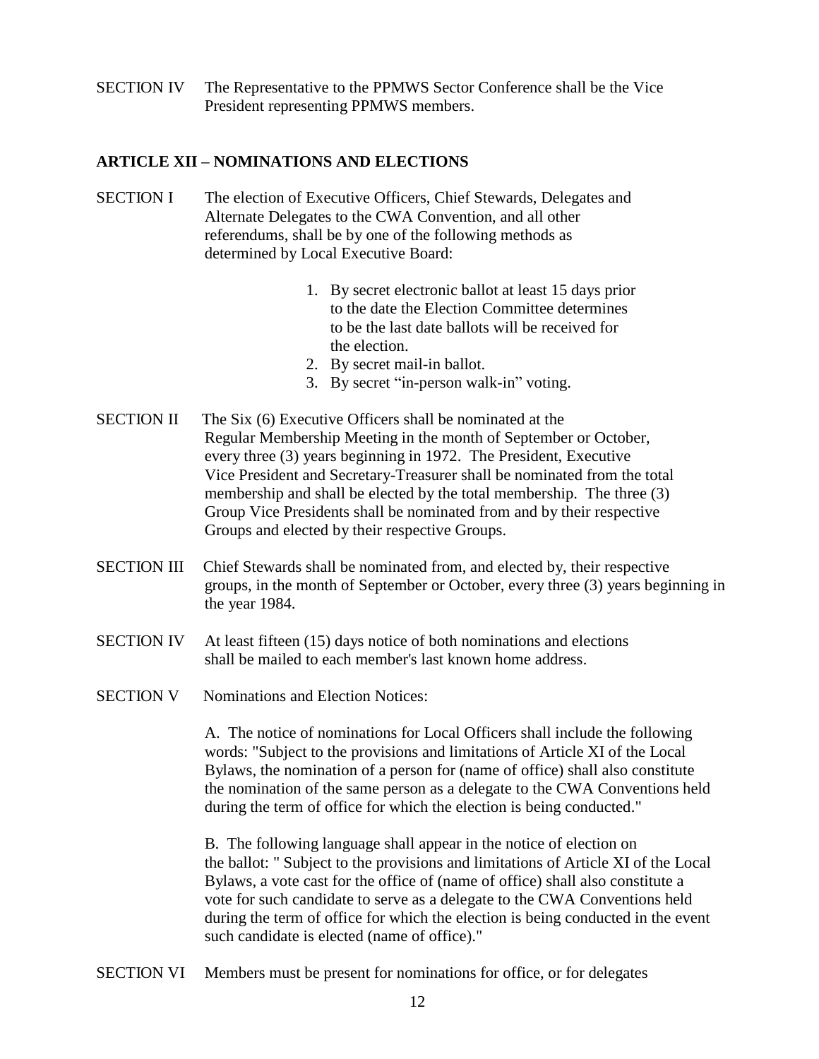SECTION IV The Representative to the PPMWS Sector Conference shall be the Vice President representing PPMWS members.

## ARTICLE XII – NOMINATIONS AND ELECTIONS

SECTION I The election of Executive Officers, Chief Stewards, Delegates and Alternate Delegates to the CWA Convention, and all other referendums, shall be by one of the following methods as determined by Local Executive Board:

1. By secret electronic ballot at least 15 days prior to the date the Election Committee determines to be the last date ballots will be received for the election.
2. By secret mail-in ballot.
3. By secret "in-person walk-in" voting.

SECTION II The Six (6) Executive Officers shall be nominated at the Regular Membership Meeting in the month of September or October, every three (3) years beginning in 1972. The President, Executive Vice President and Secretary-Treasurer shall be nominated from the total membership and shall be elected by the total membership. The three (3) Group Vice Presidents shall be nominated from and by their respective Groups and elected by their respective Groups.

SECTION III Chief Stewards shall be nominated from, and elected by, their respective groups, in the month of September or October, every three (3) years beginning in the year 1984.

SECTION IV At least fifteen (15) days notice of both nominations and elections shall be mailed to each member's last known home address.

SECTION V Nominations and Election Notices:

A. The notice of nominations for Local Officers shall include the following words: "Subject to the provisions and limitations of Article XI of the Local Bylaws, the nomination of a person for (name of office) shall also constitute the nomination of the same person as a delegate to the CWA Conventions held during the term of office for which the election is being conducted."

B. The following language shall appear in the notice of election on the ballot: " Subject to the provisions and limitations of Article XI of the Local Bylaws, a vote cast for the office of (name of office) shall also constitute a vote for such candidate to serve as a delegate to the CWA Conventions held during the term of office for which the election is being conducted in the event such candidate is elected (name of office)."

SECTION VI Members must be present for nominations for office, or for delegates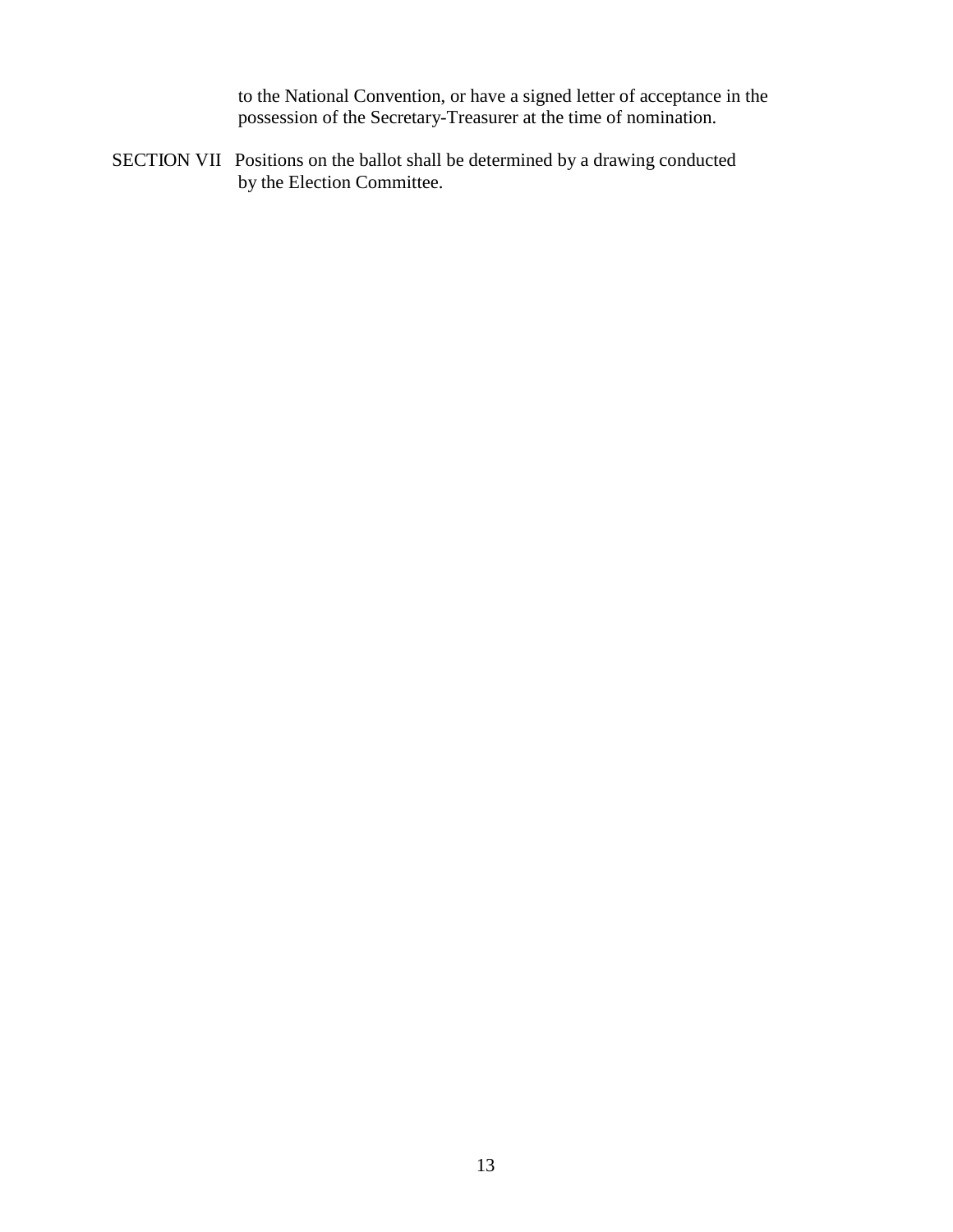to the National Convention, or have a signed letter of acceptance in the possession of the Secretary-Treasurer at the time of nomination.

SECTION VII Positions on the ballot shall be determined by a drawing conducted by the Election Committee.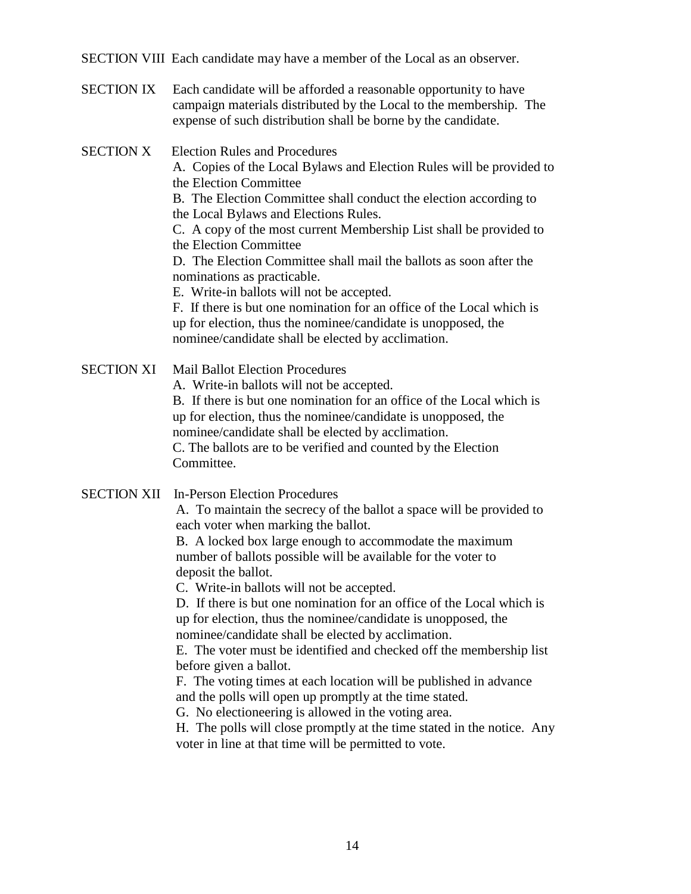SECTION VIII Each candidate may have a member of the Local as an observer.

SECTION IX Each candidate will be afforded a reasonable opportunity to have campaign materials distributed by the Local to the membership. The expense of such distribution shall be borne by the candidate.

SECTION X Election Rules and Procedures

A. Copies of the Local Bylaws and Election Rules will be provided to the Election Committee

B. The Election Committee shall conduct the election according to the Local Bylaws and Elections Rules.

C. A copy of the most current Membership List shall be provided to the Election Committee

D. The Election Committee shall mail the ballots as soon after the nominations as practicable.

E. Write-in ballots will not be accepted.

F. If there is but one nomination for an office of the Local which is up for election, thus the nominee/candidate is unopposed, the nominee/candidate shall be elected by acclimation.

SECTION XI Mail Ballot Election Procedures

A. Write-in ballots will not be accepted.

B. If there is but one nomination for an office of the Local which is up for election, thus the nominee/candidate is unopposed, the nominee/candidate shall be elected by acclimation.

C. The ballots are to be verified and counted by the Election Committee.

SECTION XII In-Person Election Procedures

A. To maintain the secrecy of the ballot a space will be provided to each voter when marking the ballot.

B. A locked box large enough to accommodate the maximum number of ballots possible will be available for the voter to deposit the ballot.

C. Write-in ballots will not be accepted.

D. If there is but one nomination for an office of the Local which is up for election, thus the nominee/candidate is unopposed, the nominee/candidate shall be elected by acclimation.

E. The voter must be identified and checked off the membership list before given a ballot.

F. The voting times at each location will be published in advance and the polls will open up promptly at the time stated.

G. No electioneering is allowed in the voting area.

H. The polls will close promptly at the time stated in the notice. Any voter in line at that time will be permitted to vote.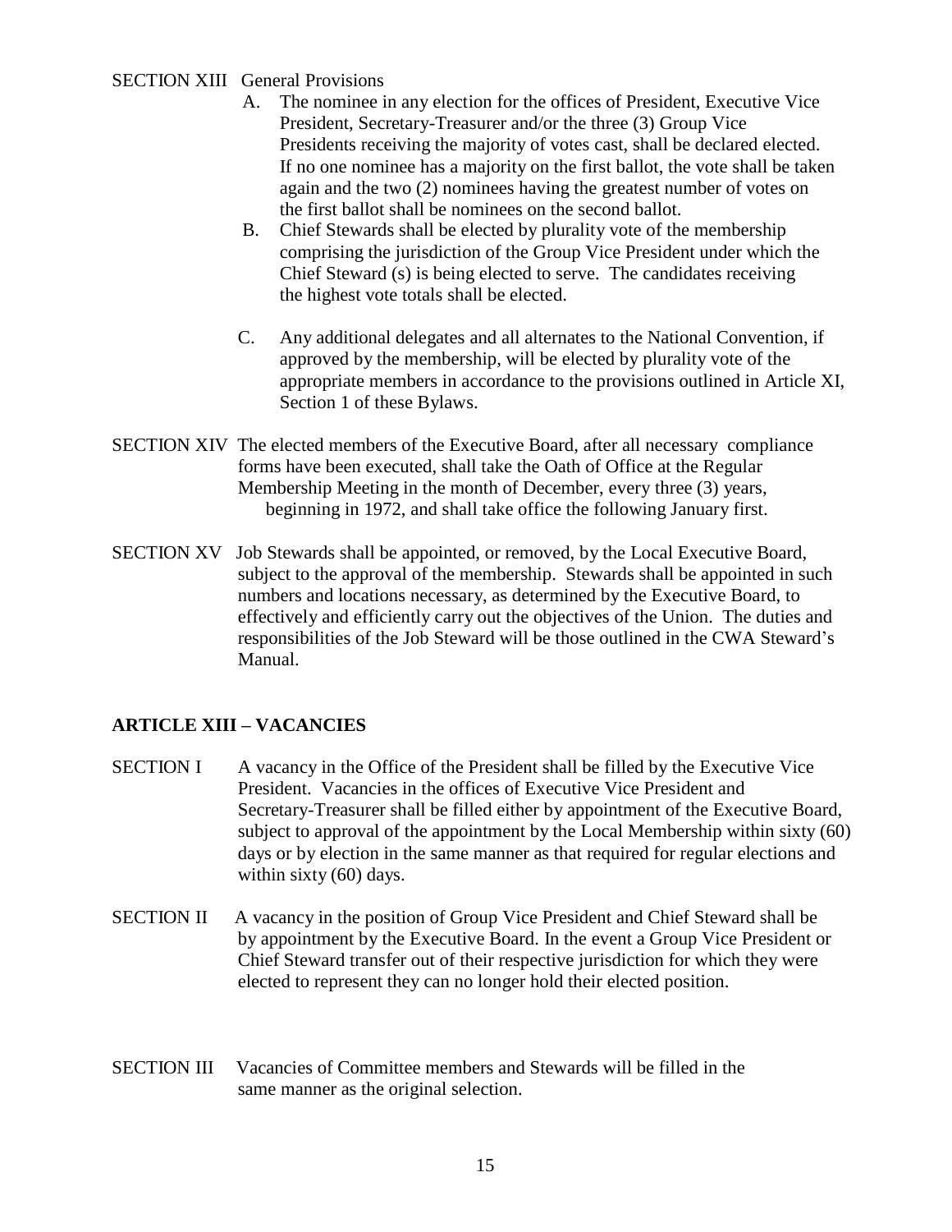SECTION XIII General Provisions

A. The nominee in any election for the offices of President, Executive Vice President, Secretary-Treasurer and/or the three (3) Group Vice Presidents receiving the majority of votes cast, shall be declared elected. If no one nominee has a majority on the first ballot, the vote shall be taken again and the two (2) nominees having the greatest number of votes on the first ballot shall be nominees on the second ballot.

B. Chief Stewards shall be elected by plurality vote of the membership comprising the jurisdiction of the Group Vice President under which the Chief Steward (s) is being elected to serve. The candidates receiving the highest vote totals shall be elected.

C. Any additional delegates and all alternates to the National Convention, if approved by the membership, will be elected by plurality vote of the appropriate members in accordance to the provisions outlined in Article XI, Section 1 of these Bylaws.

SECTION XIV The elected members of the Executive Board, after all necessary compliance forms have been executed, shall take the Oath of Office at the Regular Membership Meeting in the month of December, every three (3) years, beginning in 1972, and shall take office the following January first.

SECTION XV Job Stewards shall be appointed, or removed, by the Local Executive Board, subject to the approval of the membership. Stewards shall be appointed in such numbers and locations necessary, as determined by the Executive Board, to effectively and efficiently carry out the objectives of the Union. The duties and responsibilities of the Job Steward will be those outlined in the CWA Steward's Manual.

## ARTICLE XIII – VACANCIES

SECTION I A vacancy in the Office of the President shall be filled by the Executive Vice President. Vacancies in the offices of Executive Vice President and Secretary-Treasurer shall be filled either by appointment of the Executive Board, subject to approval of the appointment by the Local Membership within sixty (60) days or by election in the same manner as that required for regular elections and within sixty (60) days.

SECTION II A vacancy in the position of Group Vice President and Chief Steward shall be by appointment by the Executive Board. In the event a Group Vice President or Chief Steward transfer out of their respective jurisdiction for which they were elected to represent they can no longer hold their elected position.

SECTION III Vacancies of Committee members and Stewards will be filled in the same manner as the original selection.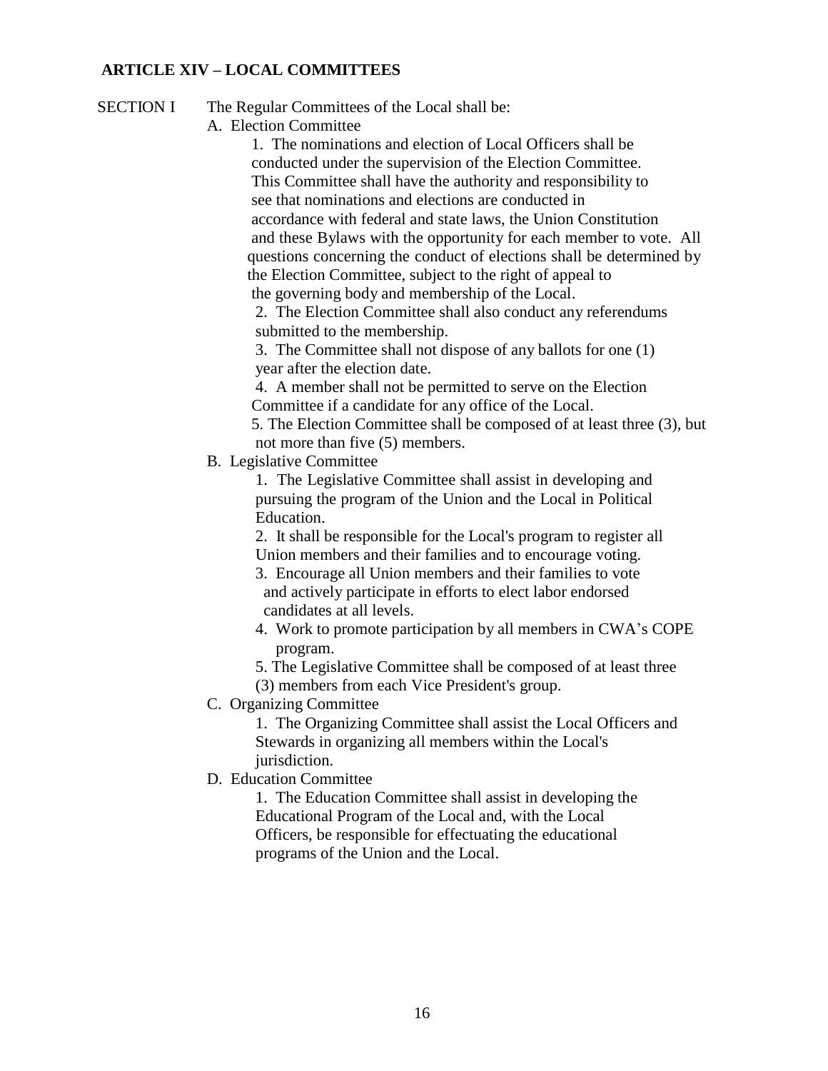## ARTICLE XIV – LOCAL COMMITTEES

SECTION I The Regular Committees of the Local shall be:

A. Election Committee

1. The nominations and election of Local Officers shall be conducted under the supervision of the Election Committee. This Committee shall have the authority and responsibility to see that nominations and elections are conducted in accordance with federal and state laws, the Union Constitution and these Bylaws with the opportunity for each member to vote. All questions concerning the conduct of elections shall be determined by the Election Committee, subject to the right of appeal to the governing body and membership of the Local.
2. The Election Committee shall also conduct any referendums submitted to the membership.
3. The Committee shall not dispose of any ballots for one (1) year after the election date.
4. A member shall not be permitted to serve on the Election Committee if a candidate for any office of the Local.
5. The Election Committee shall be composed of at least three (3), but not more than five (5) members.

B. Legislative Committee

1. The Legislative Committee shall assist in developing and pursuing the program of the Union and the Local in Political Education.
2. It shall be responsible for the Local's program to register all Union members and their families and to encourage voting.
3. Encourage all Union members and their families to vote and actively participate in efforts to elect labor endorsed candidates at all levels.
4. Work to promote participation by all members in CWA's COPE program.
5. The Legislative Committee shall be composed of at least three (3) members from each Vice President's group.

C. Organizing Committee

1. The Organizing Committee shall assist the Local Officers and Stewards in organizing all members within the Local's jurisdiction.

D. Education Committee

1. The Education Committee shall assist in developing the Educational Program of the Local and, with the Local Officers, be responsible for effectuating the educational programs of the Union and the Local.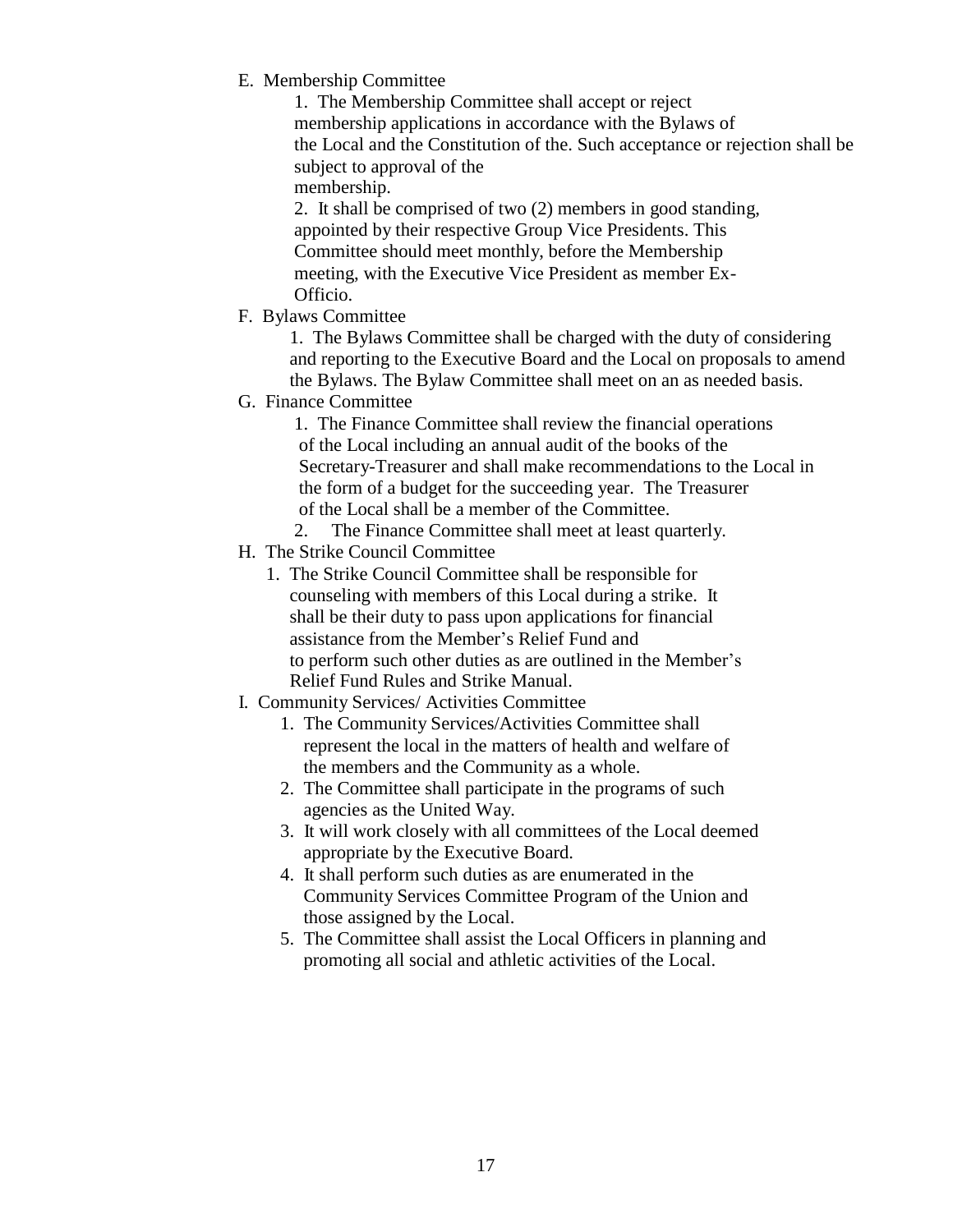E. Membership Committee

1. The Membership Committee shall accept or reject membership applications in accordance with the Bylaws of the Local and the Constitution of the. Such acceptance or rejection shall be subject to approval of the membership.

2. It shall be comprised of two (2) members in good standing, appointed by their respective Group Vice Presidents. This Committee should meet monthly, before the Membership meeting, with the Executive Vice President as member Ex-Officio.

F. Bylaws Committee

1. The Bylaws Committee shall be charged with the duty of considering and reporting to the Executive Board and the Local on proposals to amend the Bylaws. The Bylaw Committee shall meet on an as needed basis.

G. Finance Committee

1. The Finance Committee shall review the financial operations of the Local including an annual audit of the books of the Secretary-Treasurer and shall make recommendations to the Local in the form of a budget for the succeeding year. The Treasurer of the Local shall be a member of the Committee.

2. The Finance Committee shall meet at least quarterly.

H. The Strike Council Committee

1. The Strike Council Committee shall be responsible for counseling with members of this Local during a strike. It shall be their duty to pass upon applications for financial assistance from the Member's Relief Fund and to perform such other duties as are outlined in the Member's Relief Fund Rules and Strike Manual.

I. Community Services/ Activities Committee

1. The Community Services/Activities Committee shall represent the local in the matters of health and welfare of the members and the Community as a whole.
2. The Committee shall participate in the programs of such agencies as the United Way.
3. It will work closely with all committees of the Local deemed appropriate by the Executive Board.
4. It shall perform such duties as are enumerated in the Community Services Committee Program of the Union and those assigned by the Local.
5. The Committee shall assist the Local Officers in planning and promoting all social and athletic activities of the Local.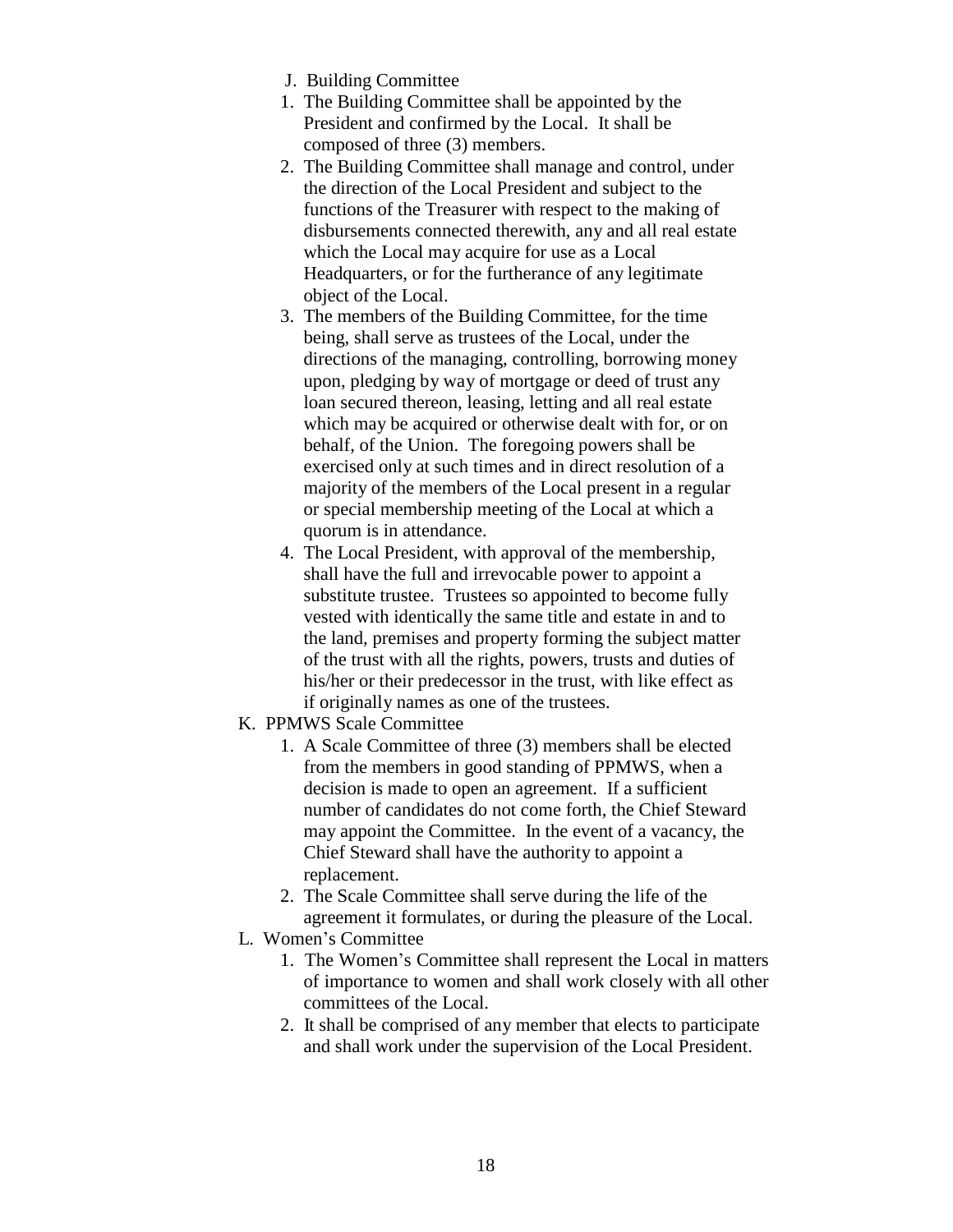J. Building Committee

1. The Building Committee shall be appointed by the President and confirmed by the Local. It shall be composed of three (3) members.
2. The Building Committee shall manage and control, under the direction of the Local President and subject to the functions of the Treasurer with respect to the making of disbursements connected therewith, any and all real estate which the Local may acquire for use as a Local Headquarters, or for the furtherance of any legitimate object of the Local.
3. The members of the Building Committee, for the time being, shall serve as trustees of the Local, under the directions of the managing, controlling, borrowing money upon, pledging by way of mortgage or deed of trust any loan secured thereon, leasing, letting and all real estate which may be acquired or otherwise dealt with for, or on behalf, of the Union. The foregoing powers shall be exercised only at such times and in direct resolution of a majority of the members of the Local present in a regular or special membership meeting of the Local at which a quorum is in attendance.
4. The Local President, with approval of the membership, shall have the full and irrevocable power to appoint a substitute trustee. Trustees so appointed to become fully vested with identically the same title and estate in and to the land, premises and property forming the subject matter of the trust with all the rights, powers, trusts and duties of his/her or their predecessor in the trust, with like effect as if originally names as one of the trustees.

K. PPMWS Scale Committee

1. A Scale Committee of three (3) members shall be elected from the members in good standing of PPMWS, when a decision is made to open an agreement. If a sufficient number of candidates do not come forth, the Chief Steward may appoint the Committee. In the event of a vacancy, the Chief Steward shall have the authority to appoint a replacement.
2. The Scale Committee shall serve during the life of the agreement it formulates, or during the pleasure of the Local.

L. Women's Committee

1. The Women's Committee shall represent the Local in matters of importance to women and shall work closely with all other committees of the Local.
2. It shall be comprised of any member that elects to participate and shall work under the supervision of the Local President.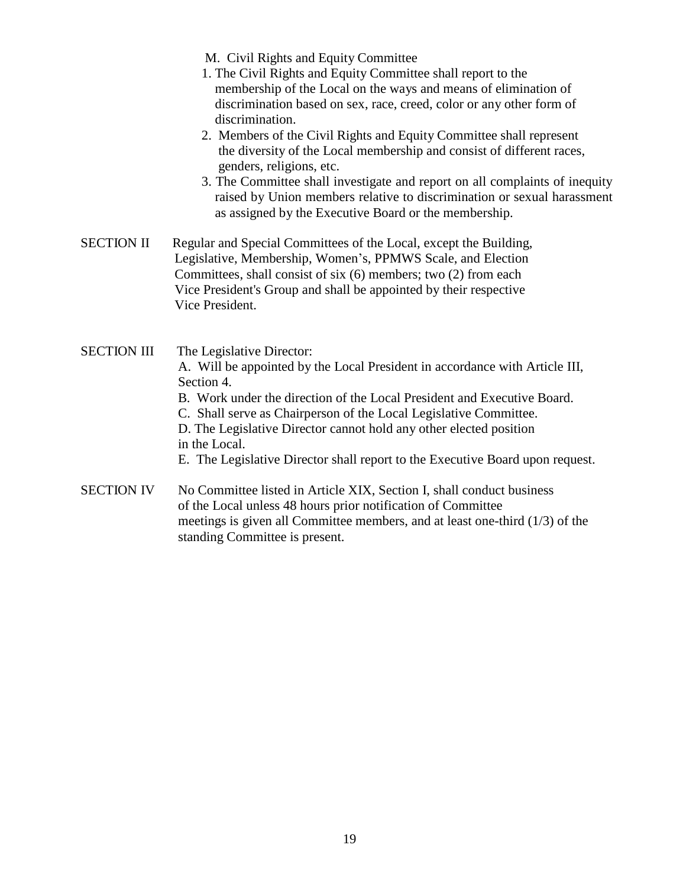M. Civil Rights and Equity Committee

1. The Civil Rights and Equity Committee shall report to the membership of the Local on the ways and means of elimination of discrimination based on sex, race, creed, color or any other form of discrimination.
2. Members of the Civil Rights and Equity Committee shall represent the diversity of the Local membership and consist of different races, genders, religions, etc.
3. The Committee shall investigate and report on all complaints of inequity raised by Union members relative to discrimination or sexual harassment as assigned by the Executive Board or the membership.

SECTION II Regular and Special Committees of the Local, except the Building, Legislative, Membership, Women's, PPMWS Scale, and Election Committees, shall consist of six (6) members; two (2) from each Vice President's Group and shall be appointed by their respective Vice President.

SECTION III The Legislative Director:

A. Will be appointed by the Local President in accordance with Article III, Section 4.

B. Work under the direction of the Local President and Executive Board.

C. Shall serve as Chairperson of the Local Legislative Committee.

D. The Legislative Director cannot hold any other elected position in the Local.

E. The Legislative Director shall report to the Executive Board upon request.

SECTION IV No Committee listed in Article XIX, Section I, shall conduct business of the Local unless 48 hours prior notification of Committee meetings is given all Committee members, and at least one-third (1/3) of the standing Committee is present.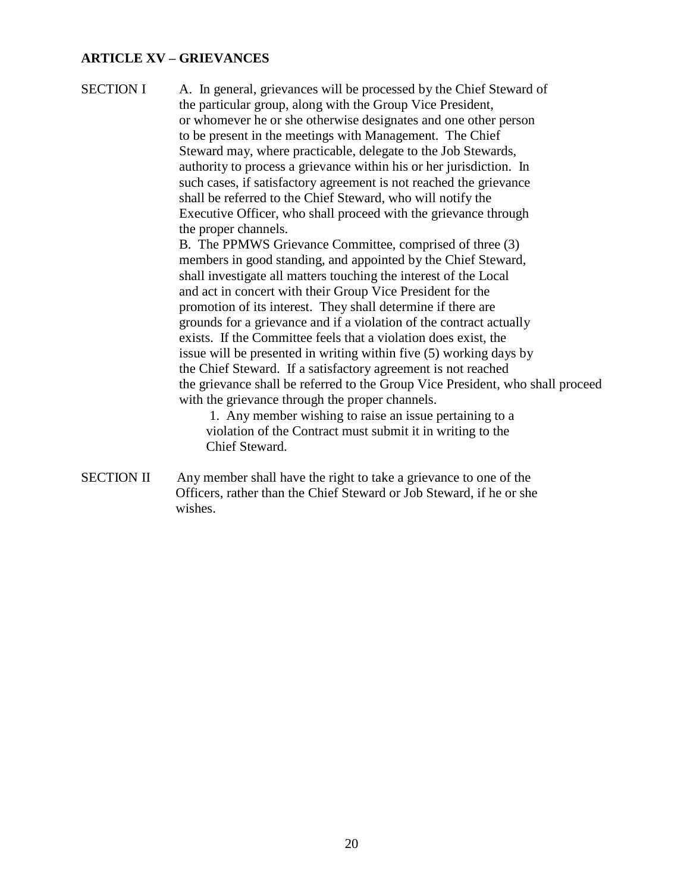**ARTICLE XV – GRIEVANCES**

SECTION I

A. In general, grievances will be processed by the Chief Steward of the particular group, along with the Group Vice President, or whomever he or she otherwise designates and one other person to be present in the meetings with Management. The Chief Steward may, where practicable, delegate to the Job Stewards, authority to process a grievance within his or her jurisdiction. In such cases, if satisfactory agreement is not reached the grievance shall be referred to the Chief Steward, who will notify the Executive Officer, who shall proceed with the grievance through the proper channels.

B. The PPMWS Grievance Committee, comprised of three (3) members in good standing, and appointed by the Chief Steward, shall investigate all matters touching the interest of the Local and act in concert with their Group Vice President for the promotion of its interest. They shall determine if there are grounds for a grievance and if a violation of the contract actually exists. If the Committee feels that a violation does exist, the issue will be presented in writing within five (5) working days by the Chief Steward. If a satisfactory agreement is not reached the grievance shall be referred to the Group Vice President, who shall proceed with the grievance through the proper channels.

1. Any member wishing to raise an issue pertaining to a violation of the Contract must submit it in writing to the Chief Steward.

SECTION II

Any member shall have the right to take a grievance to one of the Officers, rather than the Chief Steward or Job Steward, if he or she wishes.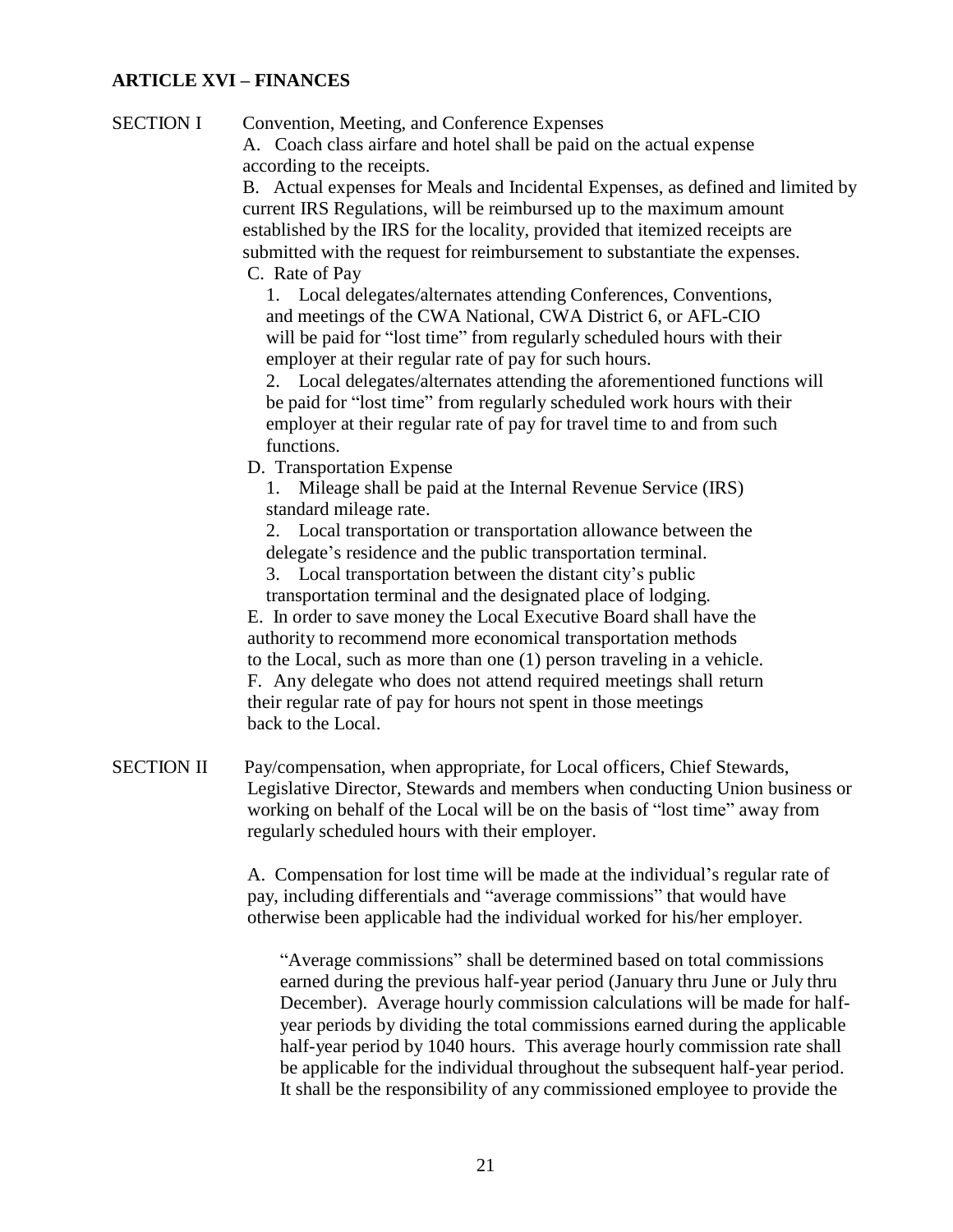## ARTICLE XVI – FINANCES

**SECTION I** Convention, Meeting, and Conference Expenses

A. Coach class airfare and hotel shall be paid on the actual expense according to the receipts.

B. Actual expenses for Meals and Incidental Expenses, as defined and limited by current IRS Regulations, will be reimbursed up to the maximum amount established by the IRS for the locality, provided that itemized receipts are submitted with the request for reimbursement to substantiate the expenses.

C. Rate of Pay

1. Local delegates/alternates attending Conferences, Conventions, and meetings of the CWA National, CWA District 6, or AFL-CIO will be paid for "lost time" from regularly scheduled hours with their employer at their regular rate of pay for such hours.
2. Local delegates/alternates attending the aforementioned functions will be paid for "lost time" from regularly scheduled work hours with their employer at their regular rate of pay for travel time to and from such functions.

D. Transportation Expense

1. Mileage shall be paid at the Internal Revenue Service (IRS) standard mileage rate.
2. Local transportation or transportation allowance between the delegate's residence and the public transportation terminal.
3. Local transportation between the distant city's public transportation terminal and the designated place of lodging.

E. In order to save money the Local Executive Board shall have the authority to recommend more economical transportation methods to the Local, such as more than one (1) person traveling in a vehicle.

F. Any delegate who does not attend required meetings shall return their regular rate of pay for hours not spent in those meetings back to the Local.

**SECTION II** Pay/compensation, when appropriate, for Local officers, Chief Stewards, Legislative Director, Stewards and members when conducting Union business or working on behalf of the Local will be on the basis of "lost time" away from regularly scheduled hours with their employer.

A. Compensation for lost time will be made at the individual's regular rate of pay, including differentials and "average commissions" that would have otherwise been applicable had the individual worked for his/her employer.

"Average commissions" shall be determined based on total commissions earned during the previous half-year period (January thru June or July thru December). Average hourly commission calculations will be made for half-year periods by dividing the total commissions earned during the applicable half-year period by 1040 hours. This average hourly commission rate shall be applicable for the individual throughout the subsequent half-year period. It shall be the responsibility of any commissioned employee to provide the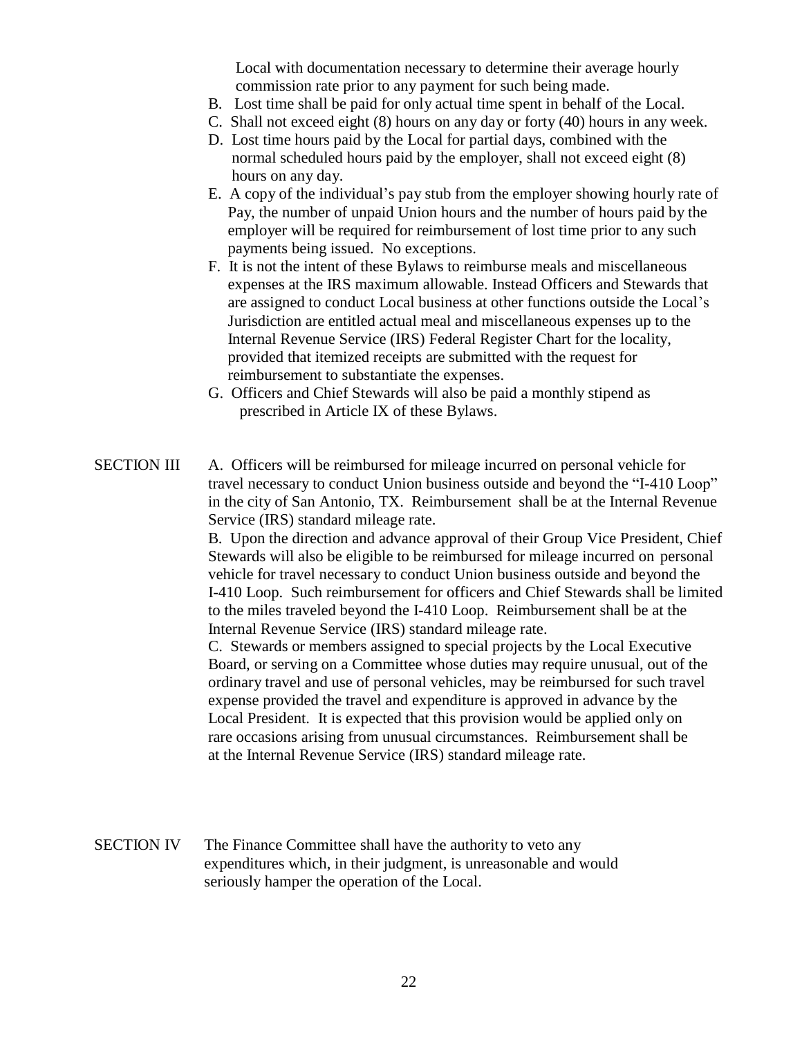Local with documentation necessary to determine their average hourly commission rate prior to any payment for such being made.

B. Lost time shall be paid for only actual time spent in behalf of the Local.

C. Shall not exceed eight (8) hours on any day or forty (40) hours in any week.

D. Lost time hours paid by the Local for partial days, combined with the normal scheduled hours paid by the employer, shall not exceed eight (8) hours on any day.

E. A copy of the individual's pay stub from the employer showing hourly rate of Pay, the number of unpaid Union hours and the number of hours paid by the employer will be required for reimbursement of lost time prior to any such payments being issued. No exceptions.

F. It is not the intent of these Bylaws to reimburse meals and miscellaneous expenses at the IRS maximum allowable. Instead Officers and Stewards that are assigned to conduct Local business at other functions outside the Local's Jurisdiction are entitled actual meal and miscellaneous expenses up to the Internal Revenue Service (IRS) Federal Register Chart for the locality, provided that itemized receipts are submitted with the request for reimbursement to substantiate the expenses.

G. Officers and Chief Stewards will also be paid a monthly stipend as prescribed in Article IX of these Bylaws.

SECTION III

A. Officers will be reimbursed for mileage incurred on personal vehicle for travel necessary to conduct Union business outside and beyond the "I-410 Loop" in the city of San Antonio, TX. Reimbursement shall be at the Internal Revenue Service (IRS) standard mileage rate.

B. Upon the direction and advance approval of their Group Vice President, Chief Stewards will also be eligible to be reimbursed for mileage incurred on personal vehicle for travel necessary to conduct Union business outside and beyond the I-410 Loop. Such reimbursement for officers and Chief Stewards shall be limited to the miles traveled beyond the I-410 Loop. Reimbursement shall be at the Internal Revenue Service (IRS) standard mileage rate.

C. Stewards or members assigned to special projects by the Local Executive Board, or serving on a Committee whose duties may require unusual, out of the ordinary travel and use of personal vehicles, may be reimbursed for such travel expense provided the travel and expenditure is approved in advance by the Local President. It is expected that this provision would be applied only on rare occasions arising from unusual circumstances. Reimbursement shall be at the Internal Revenue Service (IRS) standard mileage rate.

SECTION IV

The Finance Committee shall have the authority to veto any expenditures which, in their judgment, is unreasonable and would seriously hamper the operation of the Local.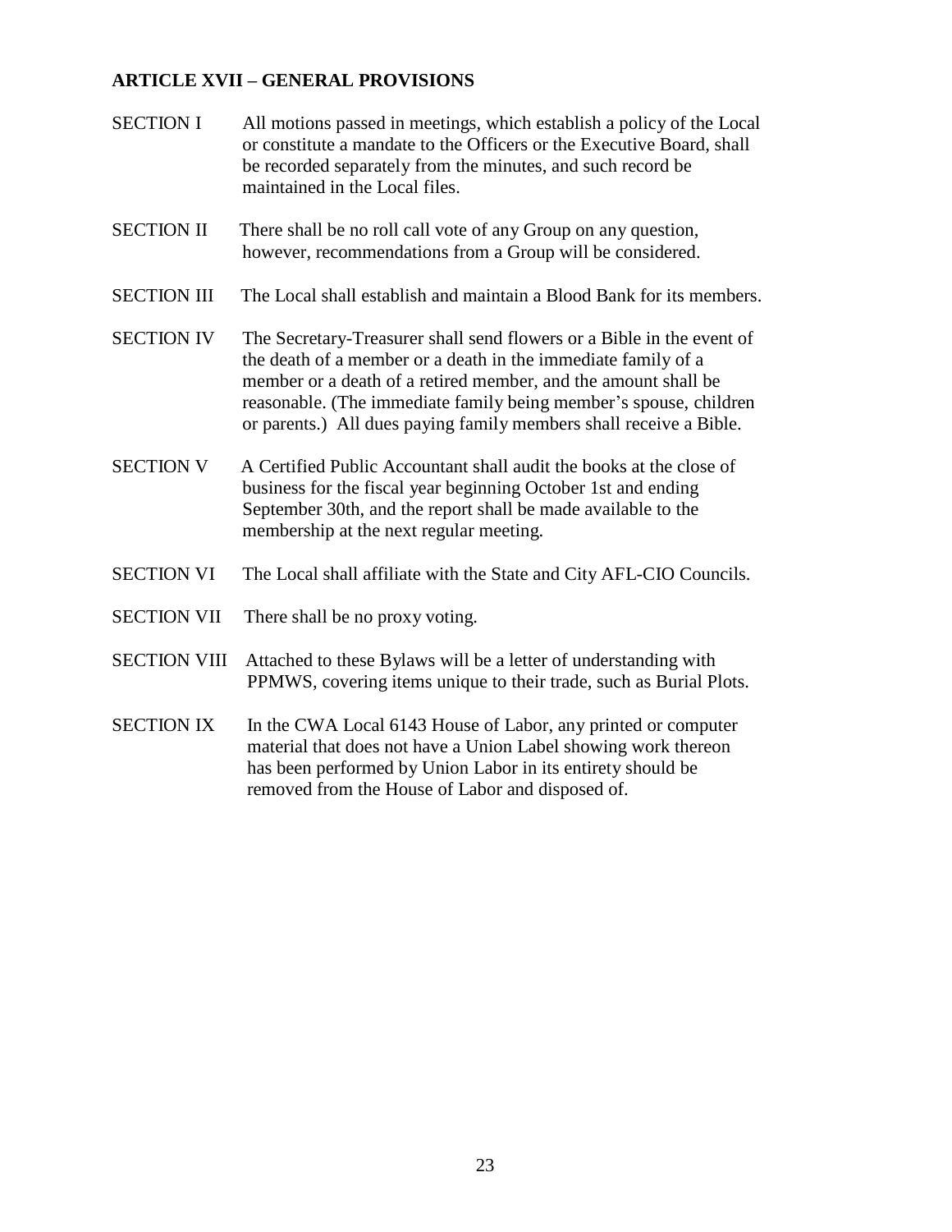## ARTICLE XVII – GENERAL PROVISIONS

SECTION I All motions passed in meetings, which establish a policy of the Local or constitute a mandate to the Officers or the Executive Board, shall be recorded separately from the minutes, and such record be maintained in the Local files.

SECTION II There shall be no roll call vote of any Group on any question, however, recommendations from a Group will be considered.

SECTION III The Local shall establish and maintain a Blood Bank for its members.

SECTION IV The Secretary-Treasurer shall send flowers or a Bible in the event of the death of a member or a death in the immediate family of a member or a death of a retired member, and the amount shall be reasonable. (The immediate family being member's spouse, children or parents.) All dues paying family members shall receive a Bible.

SECTION V A Certified Public Accountant shall audit the books at the close of business for the fiscal year beginning October 1st and ending September 30th, and the report shall be made available to the membership at the next regular meeting.

SECTION VI The Local shall affiliate with the State and City AFL-CIO Councils.

SECTION VII There shall be no proxy voting.

SECTION VIII Attached to these Bylaws will be a letter of understanding with PPMWS, covering items unique to their trade, such as Burial Plots.

SECTION IX In the CWA Local 6143 House of Labor, any printed or computer material that does not have a Union Label showing work thereon has been performed by Union Labor in its entirety should be removed from the House of Labor and disposed of.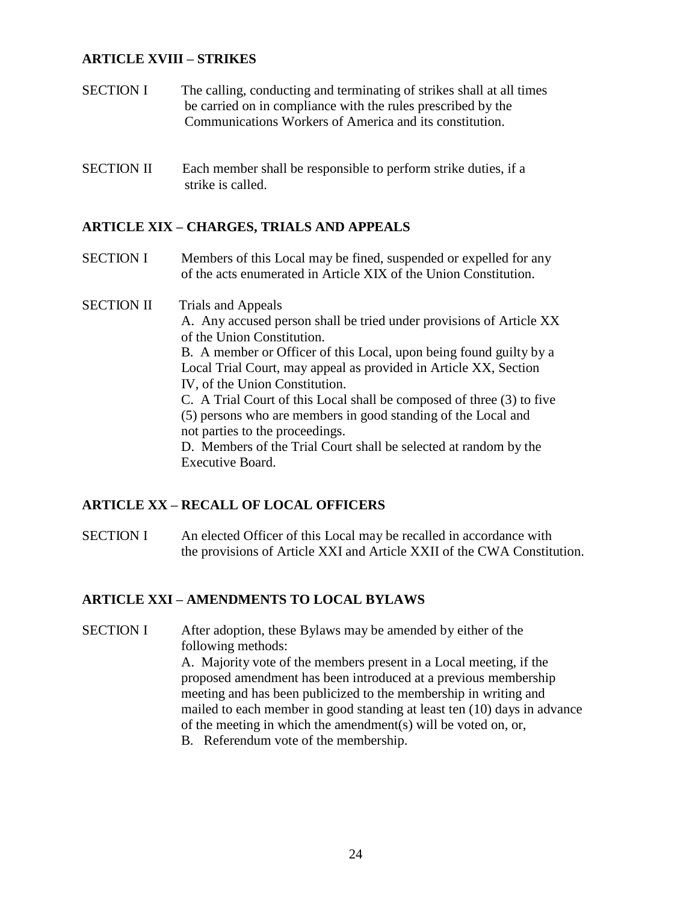**ARTICLE XVIII – STRIKES**

SECTION I The calling, conducting and terminating of strikes shall at all times be carried on in compliance with the rules prescribed by the Communications Workers of America and its constitution.

SECTION II Each member shall be responsible to perform strike duties, if a strike is called.

**ARTICLE XIX – CHARGES, TRIALS AND APPEALS**

SECTION I Members of this Local may be fined, suspended or expelled for any of the acts enumerated in Article XIX of the Union Constitution.

SECTION II Trials and Appeals

A. Any accused person shall be tried under provisions of Article XX of the Union Constitution.

B. A member or Officer of this Local, upon being found guilty by a Local Trial Court, may appeal as provided in Article XX, Section IV, of the Union Constitution.

C. A Trial Court of this Local shall be composed of three (3) to five (5) persons who are members in good standing of the Local and not parties to the proceedings.

D. Members of the Trial Court shall be selected at random by the Executive Board.

**ARTICLE XX – RECALL OF LOCAL OFFICERS**

SECTION I An elected Officer of this Local may be recalled in accordance with the provisions of Article XXI and Article XXII of the CWA Constitution.

**ARTICLE XXI – AMENDMENTS TO LOCAL BYLAWS**

SECTION I After adoption, these Bylaws may be amended by either of the following methods:

A. Majority vote of the members present in a Local meeting, if the proposed amendment has been introduced at a previous membership meeting and has been publicized to the membership in writing and mailed to each member in good standing at least ten (10) days in advance of the meeting in which the amendment(s) will be voted on, or,

B. Referendum vote of the membership.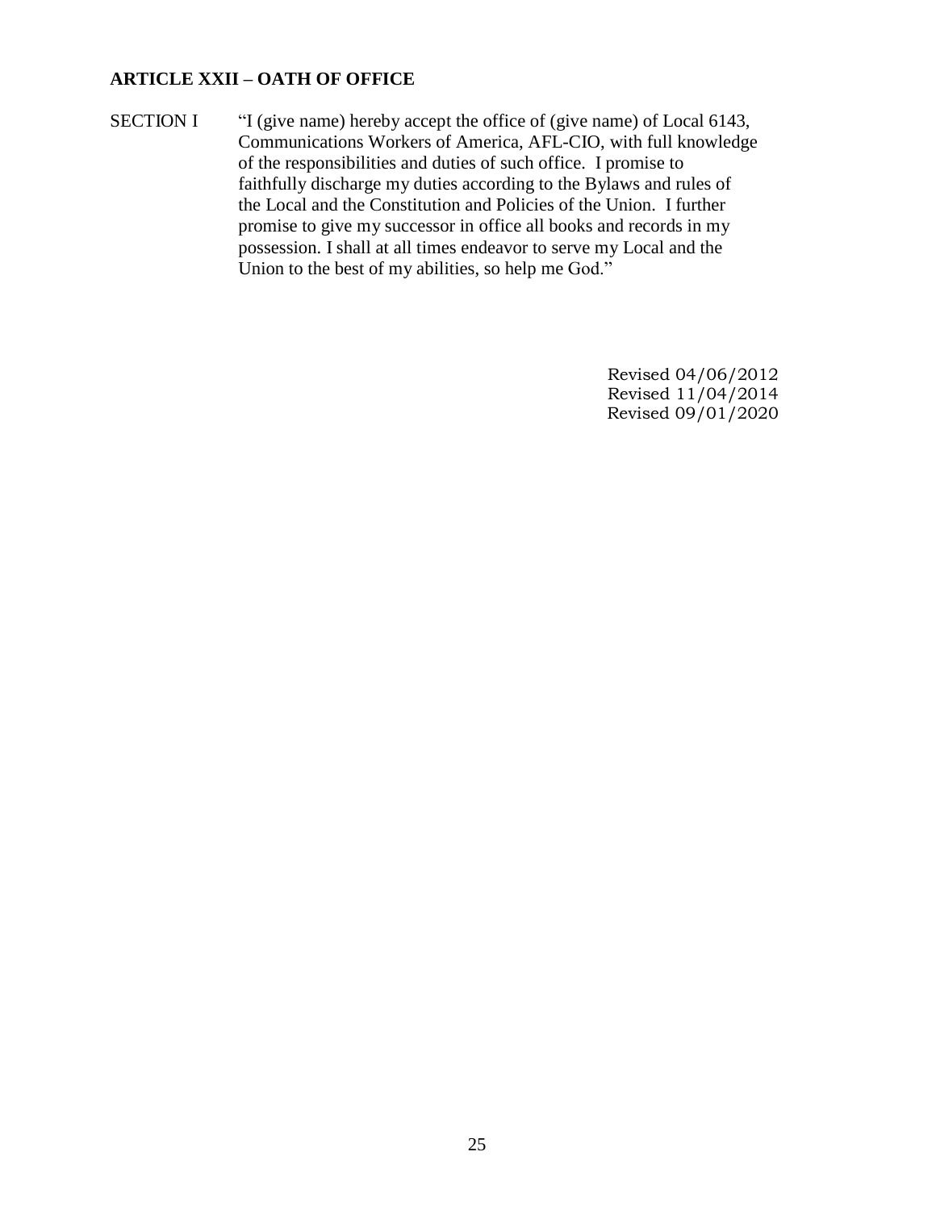## ARTICLE XXII – OATH OF OFFICE

SECTION I "I (give name) hereby accept the office of (give name) of Local 6143, Communications Workers of America, AFL-CIO, with full knowledge of the responsibilities and duties of such office. I promise to faithfully discharge my duties according to the Bylaws and rules of the Local and the Constitution and Policies of the Union. I further promise to give my successor in office all books and records in my possession. I shall at all times endeavor to serve my Local and the Union to the best of my abilities, so help me God."

Revised 04/06/2012
Revised 11/04/2014
Revised 09/01/2020